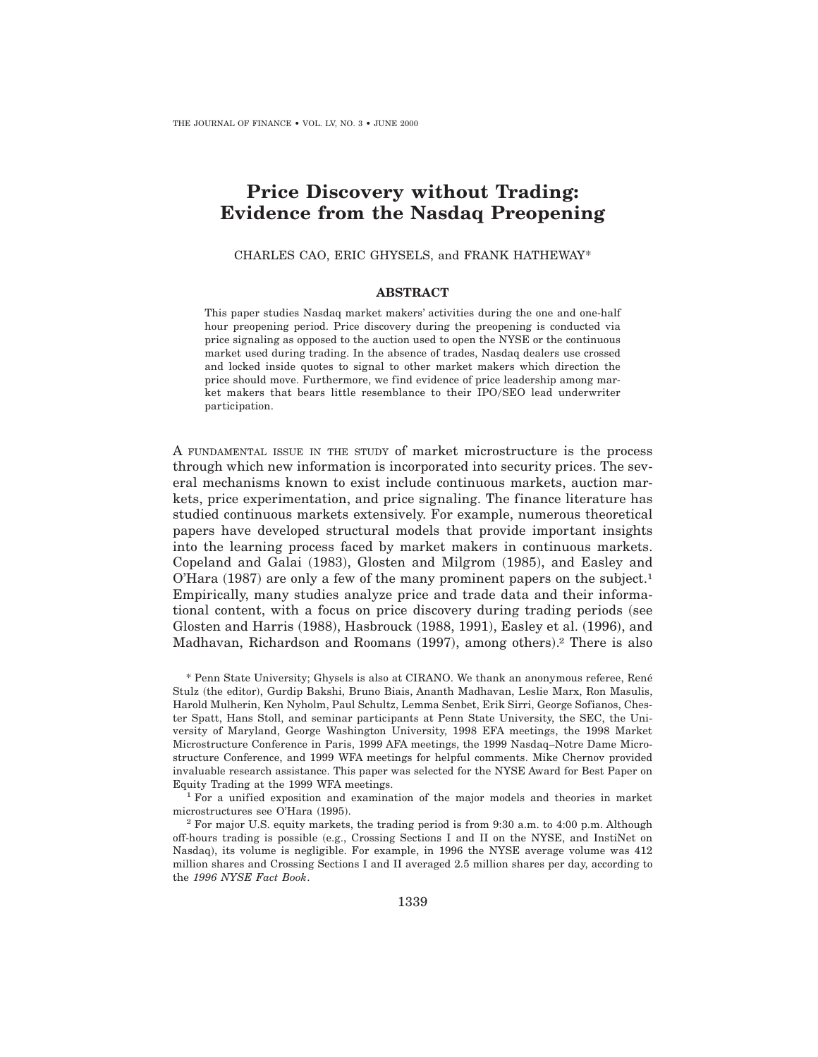# Price Discovery without Trading: Evidence from the Nasdaq Preopening

CHARLES CAO, ERIC GHYSELS, and FRANK HATHEWAY*

## ABSTRACT

This paper studies Nasdaq market makers' activities during the one and one-half hour preopening period. Price discovery during the preopening is conducted via price signaling as opposed to the auction used to open the NYSE or the continuous market used during trading. In the absence of trades, Nasdaq dealers use crossed and locked inside quotes to signal to other market makers which direction the price should move. Furthermore, we find evidence of price leadership among market makers that bears little resemblance to their IPO/SEO lead underwriter participation.

A FUNDAMENTAL ISSUE IN THE STUDY of market microstructure is the process through which new information is incorporated into security prices. The several mechanisms known to exist include continuous markets, auction markets, price experimentation, and price signaling. The finance literature has studied continuous markets extensively. For example, numerous theoretical papers have developed structural models that provide important insights into the learning process faced by market makers in continuous markets. Copeland and Galai (1983), Glosten and Milgrom (1985), and Easley and O'Hara (1987) are only a few of the many prominent papers on the subject.[1] Empirically, many studies analyze price and trade data and their informational content, with a focus on price discovery during trading periods (see Glosten and Harris (1988), Hasbrouck (1988, 1991), Easley et al. (1996), and Madhavan, Richardson and Roomans (1997), among others).[2] There is also

\* Penn State University; Ghysels is also at CIRANO. We thank an anonymous referee, René Stulz (the editor), Gurdip Bakshi, Bruno Biais, Ananth Madhavan, Leslie Marx, Ron Masulis, Harold Mulherin, Ken Nyholm, Paul Schultz, Lemma Senbet, Erik Sirri, George Sofianos, Chester Spatt, Hans Stoll, and seminar participants at Penn State University, the SEC, the University of Maryland, George Washington University, 1998 EFA meetings, the 1998 Market Microstructure Conference in Paris, 1999 AFA meetings, the 1999 Nasdaq–Notre Dame Microstructure Conference, and 1999 WFA meetings for helpful comments. Mike Chernov provided invaluable research assistance. This paper was selected for the NYSE Award for Best Paper on Equity Trading at the 1999 WFA meetings.

[1] For a unified exposition and examination of the major models and theories in market microstructures see O'Hara (1995).

[2] For major U.S. equity markets, the trading period is from 9:30 a.m. to 4:00 p.m. Although off-hours trading is possible (e.g., Crossing Sections I and II on the NYSE, and InstiNet on Nasdaq), its volume is negligible. For example, in 1996 the NYSE average volume was 412 million shares and Crossing Sections I and II averaged 2.5 million shares per day, according to the *1996 NYSE Fact Book*.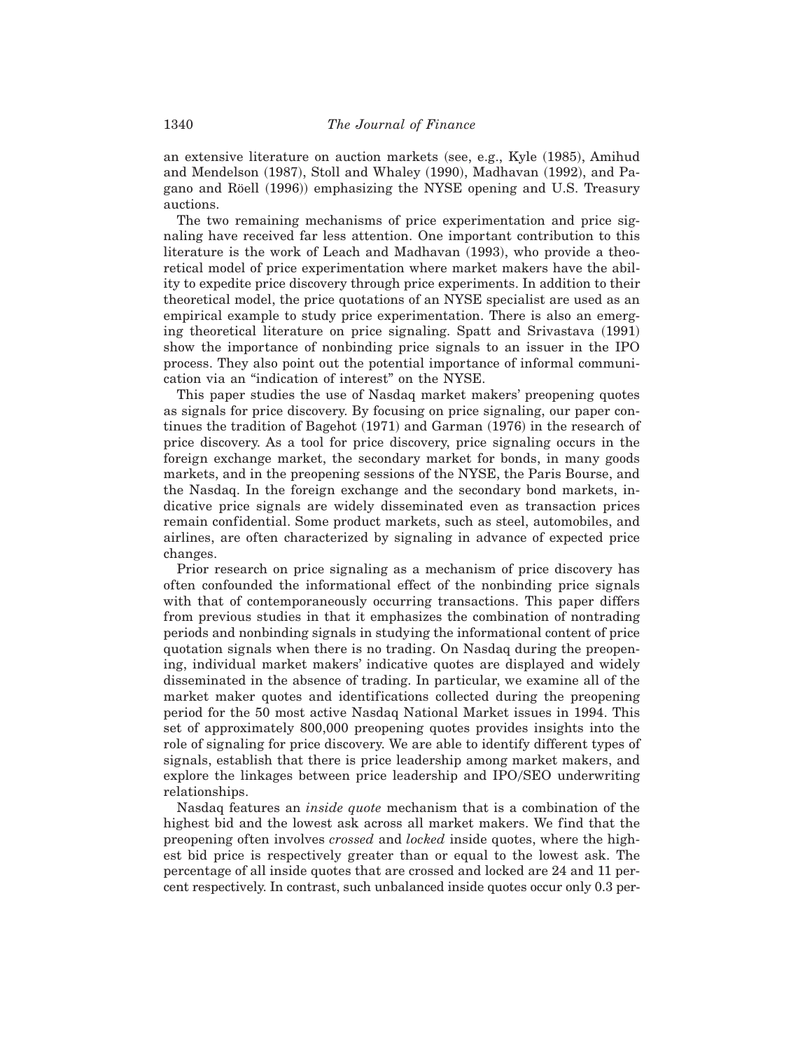an extensive literature on auction markets (see, e.g., Kyle (1985), Amihud and Mendelson (1987), Stoll and Whaley (1990), Madhavan (1992), and Pagano and Röell (1996)) emphasizing the NYSE opening and U.S. Treasury auctions.

The two remaining mechanisms of price experimentation and price signaling have received far less attention. One important contribution to this literature is the work of Leach and Madhavan (1993), who provide a theoretical model of price experimentation where market makers have the ability to expedite price discovery through price experiments. In addition to their theoretical model, the price quotations of an NYSE specialist are used as an empirical example to study price experimentation. There is also an emerging theoretical literature on price signaling. Spatt and Srivastava (1991) show the importance of nonbinding price signals to an issuer in the IPO process. They also point out the potential importance of informal communication via an "indication of interest" on the NYSE.

This paper studies the use of Nasdaq market makers' preopening quotes as signals for price discovery. By focusing on price signaling, our paper continues the tradition of Bagehot (1971) and Garman (1976) in the research of price discovery. As a tool for price discovery, price signaling occurs in the foreign exchange market, the secondary market for bonds, in many goods markets, and in the preopening sessions of the NYSE, the Paris Bourse, and the Nasdaq. In the foreign exchange and the secondary bond markets, indicative price signals are widely disseminated even as transaction prices remain confidential. Some product markets, such as steel, automobiles, and airlines, are often characterized by signaling in advance of expected price changes.

Prior research on price signaling as a mechanism of price discovery has often confounded the informational effect of the nonbinding price signals with that of contemporaneously occurring transactions. This paper differs from previous studies in that it emphasizes the combination of nontrading periods and nonbinding signals in studying the informational content of price quotation signals when there is no trading. On Nasdaq during the preopening, individual market makers' indicative quotes are displayed and widely disseminated in the absence of trading. In particular, we examine all of the market maker quotes and identifications collected during the preopening period for the 50 most active Nasdaq National Market issues in 1994. This set of approximately 800,000 preopening quotes provides insights into the role of signaling for price discovery. We are able to identify different types of signals, establish that there is price leadership among market makers, and explore the linkages between price leadership and IPO/SEO underwriting relationships.

Nasdaq features an *inside quote* mechanism that is a combination of the highest bid and the lowest ask across all market makers. We find that the preopening often involves *crossed* and *locked* inside quotes, where the highest bid price is respectively greater than or equal to the lowest ask. The percentage of all inside quotes that are crossed and locked are 24 and 11 percent respectively. In contrast, such unbalanced inside quotes occur only 0.3 per-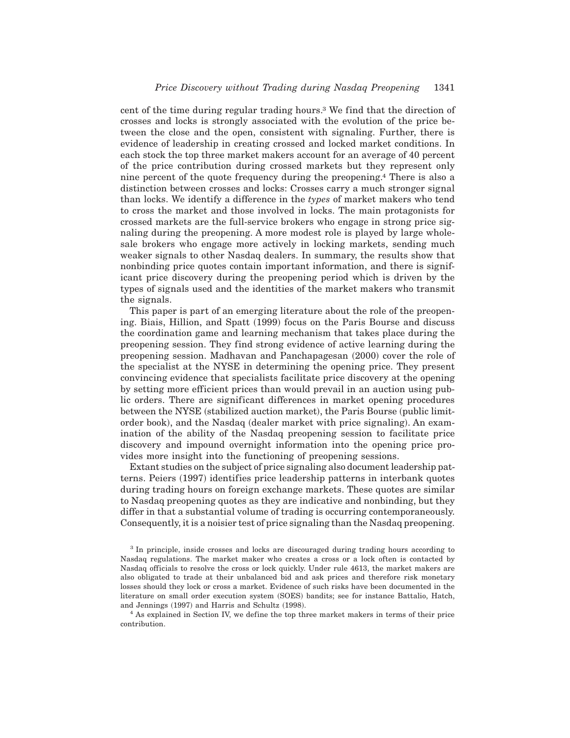cent of the time during regular trading hours.[3] We find that the direction of crosses and locks is strongly associated with the evolution of the price between the close and the open, consistent with signaling. Further, there is evidence of leadership in creating crossed and locked market conditions. In each stock the top three market makers account for an average of 40 percent of the price contribution during crossed markets but they represent only nine percent of the quote frequency during the preopening.[4] There is also a distinction between crosses and locks: Crosses carry a much stronger signal than locks. We identify a difference in the *types* of market makers who tend to cross the market and those involved in locks. The main protagonists for crossed markets are the full-service brokers who engage in strong price signaling during the preopening. A more modest role is played by large wholesale brokers who engage more actively in locking markets, sending much weaker signals to other Nasdaq dealers. In summary, the results show that nonbinding price quotes contain important information, and there is significant price discovery during the preopening period which is driven by the types of signals used and the identities of the market makers who transmit the signals.

This paper is part of an emerging literature about the role of the preopening. Biais, Hillion, and Spatt (1999) focus on the Paris Bourse and discuss the coordination game and learning mechanism that takes place during the preopening session. They find strong evidence of active learning during the preopening session. Madhavan and Panchapagesan (2000) cover the role of the specialist at the NYSE in determining the opening price. They present convincing evidence that specialists facilitate price discovery at the opening by setting more efficient prices than would prevail in an auction using public orders. There are significant differences in market opening procedures between the NYSE (stabilized auction market), the Paris Bourse (public limit-order book), and the Nasdaq (dealer market with price signaling). An examination of the ability of the Nasdaq preopening session to facilitate price discovery and impound overnight information into the opening price provides more insight into the functioning of preopening sessions.

Extant studies on the subject of price signaling also document leadership patterns. Peiers (1997) identifies price leadership patterns in interbank quotes during trading hours on foreign exchange markets. These quotes are similar to Nasdaq preopening quotes as they are indicative and nonbinding, but they differ in that a substantial volume of trading is occurring contemporaneously. Consequently, it is a noisier test of price signaling than the Nasdaq preopening.

[3] In principle, inside crosses and locks are discouraged during trading hours according to Nasdaq regulations. The market maker who creates a cross or a lock often is contacted by Nasdaq officials to resolve the cross or lock quickly. Under rule 4613, the market makers are also obligated to trade at their unbalanced bid and ask prices and therefore risk monetary losses should they lock or cross a market. Evidence of such risks have been documented in the literature on small order execution system (SOES) bandits; see for instance Battalio, Hatch, and Jennings (1997) and Harris and Schultz (1998).

[4] As explained in Section IV, we define the top three market makers in terms of their price contribution.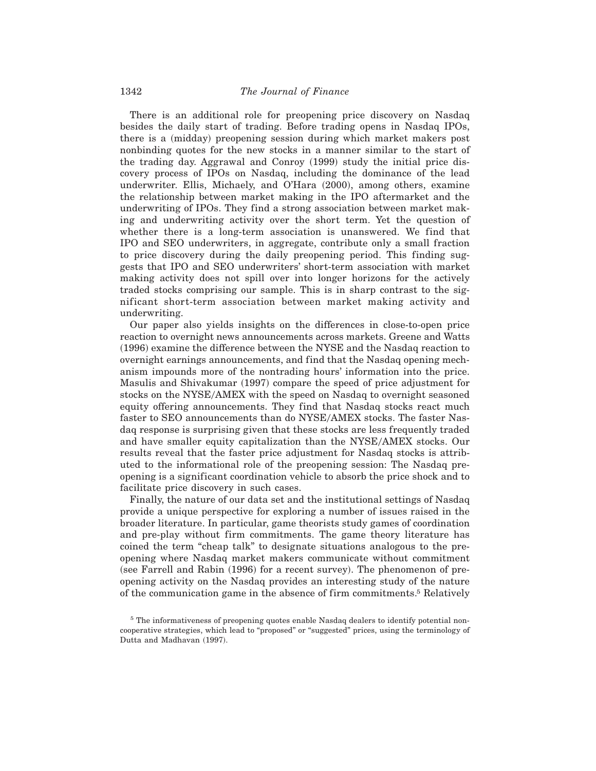There is an additional role for preopening price discovery on Nasdaq besides the daily start of trading. Before trading opens in Nasdaq IPOs, there is a (midday) preopening session during which market makers post nonbinding quotes for the new stocks in a manner similar to the start of the trading day. Aggrawal and Conroy (1999) study the initial price discovery process of IPOs on Nasdaq, including the dominance of the lead underwriter. Ellis, Michaely, and O'Hara (2000), among others, examine the relationship between market making in the IPO aftermarket and the underwriting of IPOs. They find a strong association between market making and underwriting activity over the short term. Yet the question of whether there is a long-term association is unanswered. We find that IPO and SEO underwriters, in aggregate, contribute only a small fraction to price discovery during the daily preopening period. This finding suggests that IPO and SEO underwriters' short-term association with market making activity does not spill over into longer horizons for the actively traded stocks comprising our sample. This is in sharp contrast to the significant short-term association between market making activity and underwriting.

Our paper also yields insights on the differences in close-to-open price reaction to overnight news announcements across markets. Greene and Watts (1996) examine the difference between the NYSE and the Nasdaq reaction to overnight earnings announcements, and find that the Nasdaq opening mechanism impounds more of the nontrading hours' information into the price. Masulis and Shivakumar (1997) compare the speed of price adjustment for stocks on the NYSE/AMEX with the speed on Nasdaq to overnight seasoned equity offering announcements. They find that Nasdaq stocks react much faster to SEO announcements than do NYSE/AMEX stocks. The faster Nasdaq response is surprising given that these stocks are less frequently traded and have smaller equity capitalization than the NYSE/AMEX stocks. Our results reveal that the faster price adjustment for Nasdaq stocks is attributed to the informational role of the preopening session: The Nasdaq preopening is a significant coordination vehicle to absorb the price shock and to facilitate price discovery in such cases.

Finally, the nature of our data set and the institutional settings of Nasdaq provide a unique perspective for exploring a number of issues raised in the broader literature. In particular, game theorists study games of coordination and pre-play without firm commitments. The game theory literature has coined the term "cheap talk" to designate situations analogous to the preopening where Nasdaq market makers communicate without commitment (see Farrell and Rabin (1996) for a recent survey). The phenomenon of preopening activity on the Nasdaq provides an interesting study of the nature of the communication game in the absence of firm commitments.[5] Relatively

[5] The informativeness of preopening quotes enable Nasdaq dealers to identify potential noncooperative strategies, which lead to "proposed" or "suggested" prices, using the terminology of Dutta and Madhavan (1997).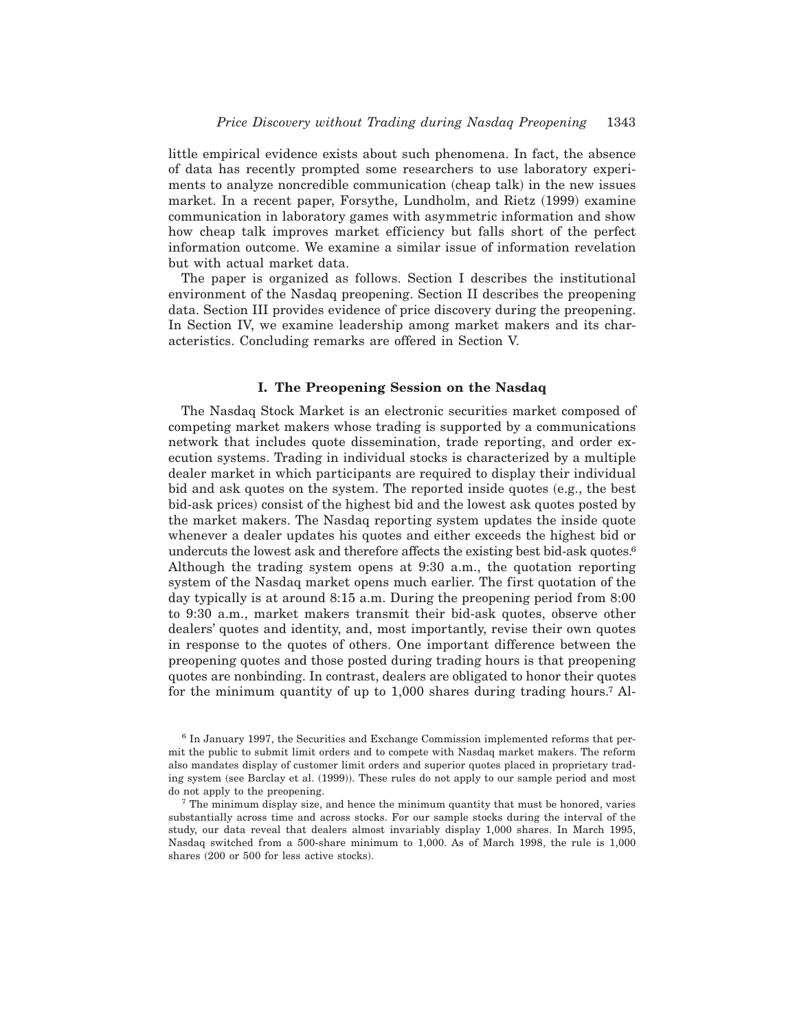little empirical evidence exists about such phenomena. In fact, the absence of data has recently prompted some researchers to use laboratory experiments to analyze noncredible communication (cheap talk) in the new issues market. In a recent paper, Forsythe, Lundholm, and Rietz (1999) examine communication in laboratory games with asymmetric information and show how cheap talk improves market efficiency but falls short of the perfect information outcome. We examine a similar issue of information revelation but with actual market data.

The paper is organized as follows. Section I describes the institutional environment of the Nasdaq preopening. Section II describes the preopening data. Section III provides evidence of price discovery during the preopening. In Section IV, we examine leadership among market makers and its characteristics. Concluding remarks are offered in Section V.

## I. The Preopening Session on the Nasdaq

The Nasdaq Stock Market is an electronic securities market composed of competing market makers whose trading is supported by a communications network that includes quote dissemination, trade reporting, and order execution systems. Trading in individual stocks is characterized by a multiple dealer market in which participants are required to display their individual bid and ask quotes on the system. The reported inside quotes (e.g., the best bid-ask prices) consist of the highest bid and the lowest ask quotes posted by the market makers. The Nasdaq reporting system updates the inside quote whenever a dealer updates his quotes and either exceeds the highest bid or undercuts the lowest ask and therefore affects the existing best bid-ask quotes.[6] Although the trading system opens at 9:30 a.m., the quotation reporting system of the Nasdaq market opens much earlier. The first quotation of the day typically is at around 8:15 a.m. During the preopening period from 8:00 to 9:30 a.m., market makers transmit their bid-ask quotes, observe other dealers' quotes and identity, and, most importantly, revise their own quotes in response to the quotes of others. One important difference between the preopening quotes and those posted during trading hours is that preopening quotes are nonbinding. In contrast, dealers are obligated to honor their quotes for the minimum quantity of up to 1,000 shares during trading hours.[7] Al-

[6] In January 1997, the Securities and Exchange Commission implemented reforms that permit the public to submit limit orders and to compete with Nasdaq market makers. The reform also mandates display of customer limit orders and superior quotes placed in proprietary trading system (see Barclay et al. (1999)). These rules do not apply to our sample period and most do not apply to the preopening.

[7] The minimum display size, and hence the minimum quantity that must be honored, varies substantially across time and across stocks. For our sample stocks during the interval of the study, our data reveal that dealers almost invariably display 1,000 shares. In March 1995, Nasdaq switched from a 500-share minimum to 1,000. As of March 1998, the rule is 1,000 shares (200 or 500 for less active stocks).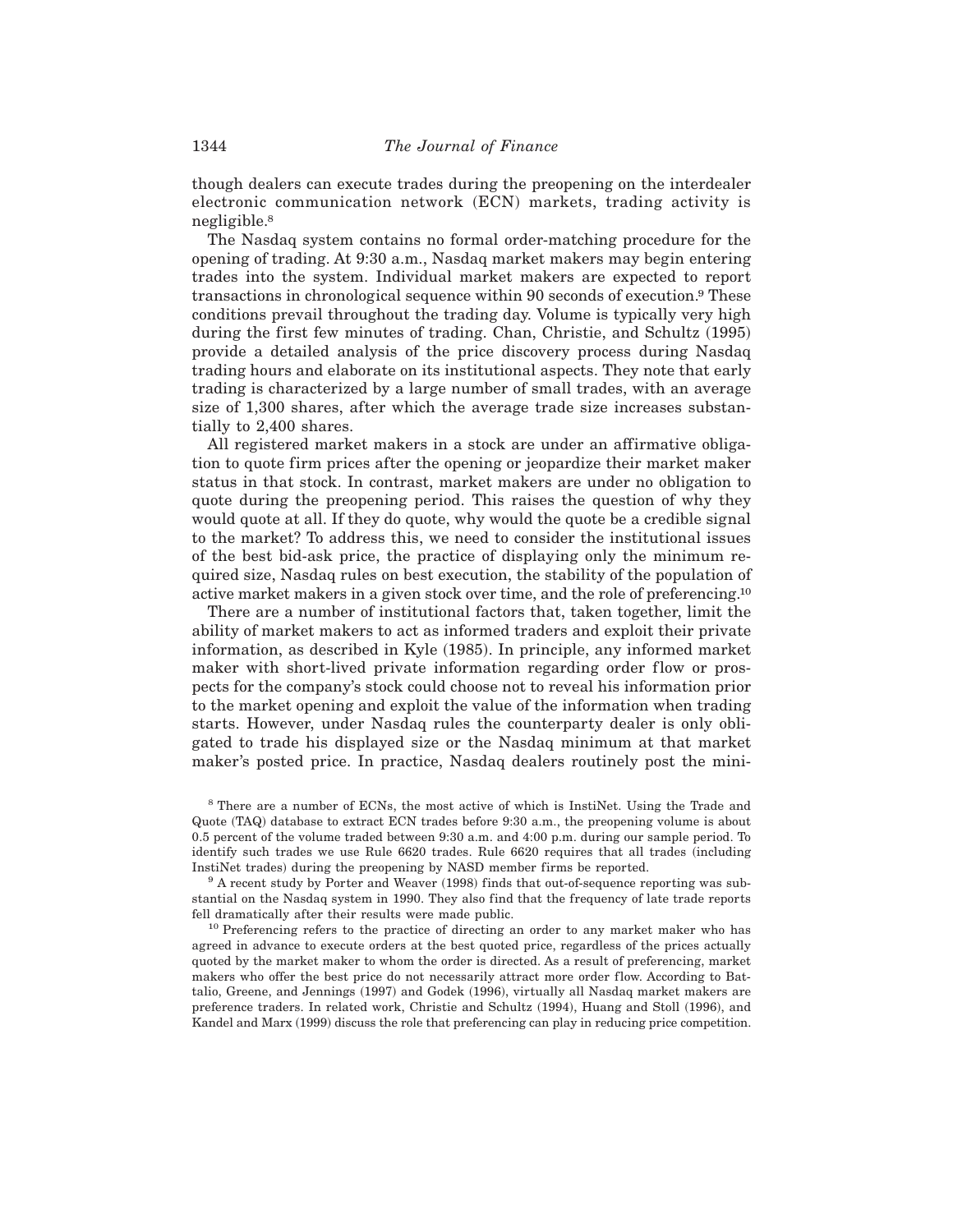though dealers can execute trades during the preopening on the interdealer electronic communication network (ECN) markets, trading activity is negligible.[8]

The Nasdaq system contains no formal order-matching procedure for the opening of trading. At 9:30 a.m., Nasdaq market makers may begin entering trades into the system. Individual market makers are expected to report transactions in chronological sequence within 90 seconds of execution.[9] These conditions prevail throughout the trading day. Volume is typically very high during the first few minutes of trading. Chan, Christie, and Schultz (1995) provide a detailed analysis of the price discovery process during Nasdaq trading hours and elaborate on its institutional aspects. They note that early trading is characterized by a large number of small trades, with an average size of 1,300 shares, after which the average trade size increases substantially to 2,400 shares.

All registered market makers in a stock are under an affirmative obligation to quote firm prices after the opening or jeopardize their market maker status in that stock. In contrast, market makers are under no obligation to quote during the preopening period. This raises the question of why they would quote at all. If they do quote, why would the quote be a credible signal to the market? To address this, we need to consider the institutional issues of the best bid-ask price, the practice of displaying only the minimum required size, Nasdaq rules on best execution, the stability of the population of active market makers in a given stock over time, and the role of preferencing.[10]

There are a number of institutional factors that, taken together, limit the ability of market makers to act as informed traders and exploit their private information, as described in Kyle (1985). In principle, any informed market maker with short-lived private information regarding order flow or prospects for the company's stock could choose not to reveal his information prior to the market opening and exploit the value of the information when trading starts. However, under Nasdaq rules the counterparty dealer is only obligated to trade his displayed size or the Nasdaq minimum at that market maker's posted price. In practice, Nasdaq dealers routinely post the mini-

[8] There are a number of ECNs, the most active of which is InstiNet. Using the Trade and Quote (TAQ) database to extract ECN trades before 9:30 a.m., the preopening volume is about 0.5 percent of the volume traded between 9:30 a.m. and 4:00 p.m. during our sample period. To identify such trades we use Rule 6620 trades. Rule 6620 requires that all trades (including InstiNet trades) during the preopening by NASD member firms be reported.

[9] A recent study by Porter and Weaver (1998) finds that out-of-sequence reporting was substantial on the Nasdaq system in 1990. They also find that the frequency of late trade reports fell dramatically after their results were made public.

[10] Preferencing refers to the practice of directing an order to any market maker who has agreed in advance to execute orders at the best quoted price, regardless of the prices actually quoted by the market maker to whom the order is directed. As a result of preferencing, market makers who offer the best price do not necessarily attract more order flow. According to Battalio, Greene, and Jennings (1997) and Godek (1996), virtually all Nasdaq market makers are preference traders. In related work, Christie and Schultz (1994), Huang and Stoll (1996), and Kandel and Marx (1999) discuss the role that preferencing can play in reducing price competition.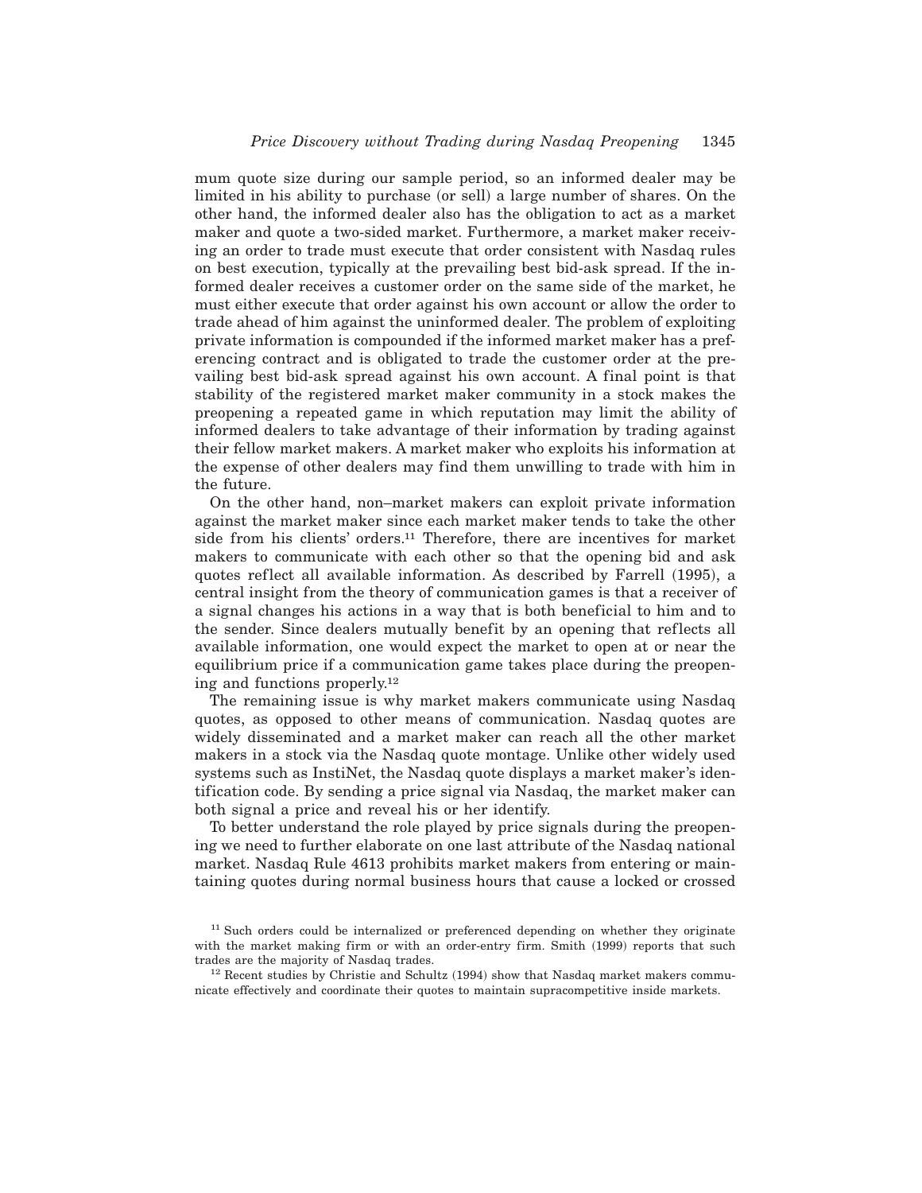mum quote size during our sample period, so an informed dealer may be limited in his ability to purchase (or sell) a large number of shares. On the other hand, the informed dealer also has the obligation to act as a market maker and quote a two-sided market. Furthermore, a market maker receiving an order to trade must execute that order consistent with Nasdaq rules on best execution, typically at the prevailing best bid-ask spread. If the informed dealer receives a customer order on the same side of the market, he must either execute that order against his own account or allow the order to trade ahead of him against the uninformed dealer. The problem of exploiting private information is compounded if the informed market maker has a preferencing contract and is obligated to trade the customer order at the prevailing best bid-ask spread against his own account. A final point is that stability of the registered market maker community in a stock makes the preopening a repeated game in which reputation may limit the ability of informed dealers to take advantage of their information by trading against their fellow market makers. A market maker who exploits his information at the expense of other dealers may find them unwilling to trade with him in the future.

On the other hand, non–market makers can exploit private information against the market maker since each market maker tends to take the other side from his clients' orders.[11] Therefore, there are incentives for market makers to communicate with each other so that the opening bid and ask quotes reflect all available information. As described by Farrell (1995), a central insight from the theory of communication games is that a receiver of a signal changes his actions in a way that is both beneficial to him and to the sender. Since dealers mutually benefit by an opening that reflects all available information, one would expect the market to open at or near the equilibrium price if a communication game takes place during the preopening and functions properly.[12]

The remaining issue is why market makers communicate using Nasdaq quotes, as opposed to other means of communication. Nasdaq quotes are widely disseminated and a market maker can reach all the other market makers in a stock via the Nasdaq quote montage. Unlike other widely used systems such as InstiNet, the Nasdaq quote displays a market maker's identification code. By sending a price signal via Nasdaq, the market maker can both signal a price and reveal his or her identify.

To better understand the role played by price signals during the preopening we need to further elaborate on one last attribute of the Nasdaq national market. Nasdaq Rule 4613 prohibits market makers from entering or maintaining quotes during normal business hours that cause a locked or crossed

[11] Such orders could be internalized or preferenced depending on whether they originate with the market making firm or with an order-entry firm. Smith (1999) reports that such trades are the majority of Nasdaq trades.

[12] Recent studies by Christie and Schultz (1994) show that Nasdaq market makers communicate effectively and coordinate their quotes to maintain supracompetitive inside markets.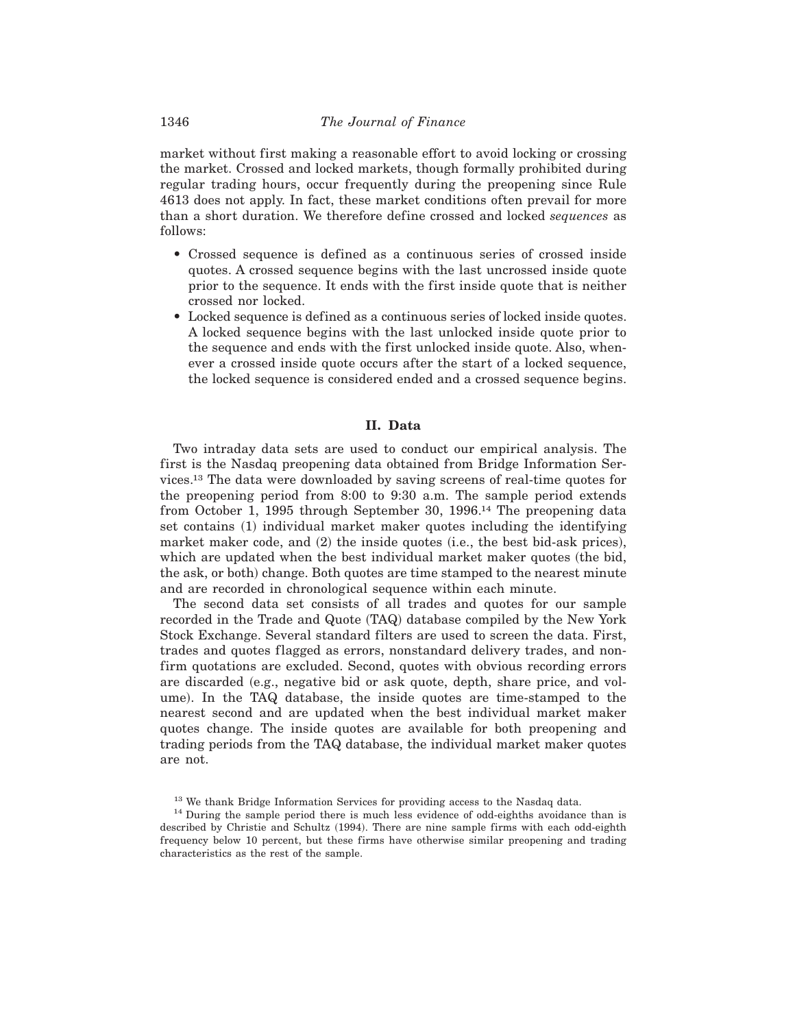market without first making a reasonable effort to avoid locking or crossing the market. Crossed and locked markets, though formally prohibited during regular trading hours, occur frequently during the preopening since Rule 4613 does not apply. In fact, these market conditions often prevail for more than a short duration. We therefore define crossed and locked *sequences* as follows:

- Crossed sequence is defined as a continuous series of crossed inside quotes. A crossed sequence begins with the last uncrossed inside quote prior to the sequence. It ends with the first inside quote that is neither crossed nor locked.
- Locked sequence is defined as a continuous series of locked inside quotes. A locked sequence begins with the last unlocked inside quote prior to the sequence and ends with the first unlocked inside quote. Also, whenever a crossed inside quote occurs after the start of a locked sequence, the locked sequence is considered ended and a crossed sequence begins.

## II. Data

Two intraday data sets are used to conduct our empirical analysis. The first is the Nasdaq preopening data obtained from Bridge Information Services.[13] The data were downloaded by saving screens of real-time quotes for the preopening period from 8:00 to 9:30 a.m. The sample period extends from October 1, 1995 through September 30, 1996.[14] The preopening data set contains (1) individual market maker quotes including the identifying market maker code, and (2) the inside quotes (i.e., the best bid-ask prices), which are updated when the best individual market maker quotes (the bid, the ask, or both) change. Both quotes are time stamped to the nearest minute and are recorded in chronological sequence within each minute.

The second data set consists of all trades and quotes for our sample recorded in the Trade and Quote (TAQ) database compiled by the New York Stock Exchange. Several standard filters are used to screen the data. First, trades and quotes flagged as errors, nonstandard delivery trades, and nonfirm quotations are excluded. Second, quotes with obvious recording errors are discarded (e.g., negative bid or ask quote, depth, share price, and volume). In the TAQ database, the inside quotes are time-stamped to the nearest second and are updated when the best individual market maker quotes change. The inside quotes are available for both preopening and trading periods from the TAQ database, the individual market maker quotes are not.

[13] We thank Bridge Information Services for providing access to the Nasdaq data.

[14] During the sample period there is much less evidence of odd-eighths avoidance than is described by Christie and Schultz (1994). There are nine sample firms with each odd-eighth frequency below 10 percent, but these firms have otherwise similar preopening and trading characteristics as the rest of the sample.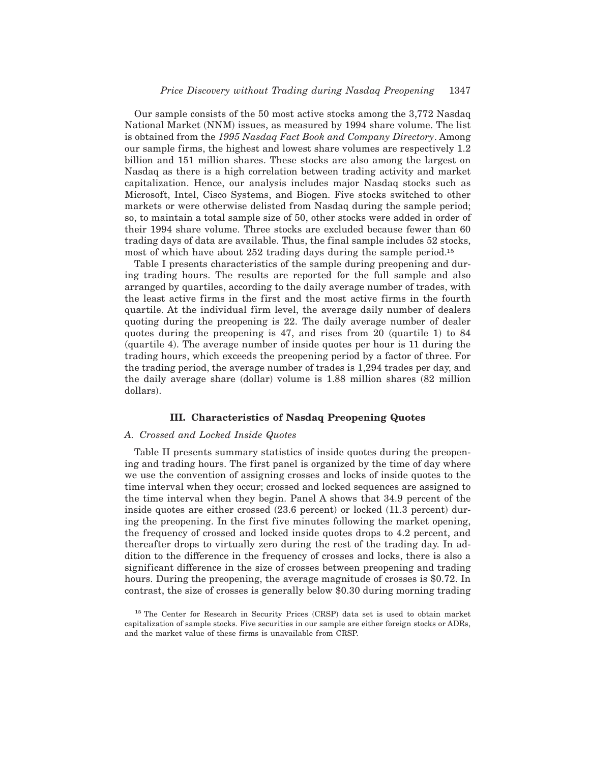Our sample consists of the 50 most active stocks among the 3,772 Nasdaq National Market (NNM) issues, as measured by 1994 share volume. The list is obtained from the *1995 Nasdaq Fact Book and Company Directory*. Among our sample firms, the highest and lowest share volumes are respectively 1.2 billion and 151 million shares. These stocks are also among the largest on Nasdaq as there is a high correlation between trading activity and market capitalization. Hence, our analysis includes major Nasdaq stocks such as Microsoft, Intel, Cisco Systems, and Biogen. Five stocks switched to other markets or were otherwise delisted from Nasdaq during the sample period; so, to maintain a total sample size of 50, other stocks were added in order of their 1994 share volume. Three stocks are excluded because fewer than 60 trading days of data are available. Thus, the final sample includes 52 stocks, most of which have about 252 trading days during the sample period.[15]

Table I presents characteristics of the sample during preopening and during trading hours. The results are reported for the full sample and also arranged by quartiles, according to the daily average number of trades, with the least active firms in the first and the most active firms in the fourth quartile. At the individual firm level, the average daily number of dealers quoting during the preopening is 22. The daily average number of dealer quotes during the preopening is 47, and rises from 20 (quartile 1) to 84 (quartile 4). The average number of inside quotes per hour is 11 during the trading hours, which exceeds the preopening period by a factor of three. For the trading period, the average number of trades is 1,294 trades per day, and the daily average share (dollar) volume is 1.88 million shares (82 million dollars).

## III. Characteristics of Nasdaq Preopening Quotes

### *A. Crossed and Locked Inside Quotes*

Table II presents summary statistics of inside quotes during the preopening and trading hours. The first panel is organized by the time of day where we use the convention of assigning crosses and locks of inside quotes to the time interval when they occur; crossed and locked sequences are assigned to the time interval when they begin. Panel A shows that 34.9 percent of the inside quotes are either crossed (23.6 percent) or locked (11.3 percent) during the preopening. In the first five minutes following the market opening, the frequency of crossed and locked inside quotes drops to 4.2 percent, and thereafter drops to virtually zero during the rest of the trading day. In addition to the difference in the frequency of crosses and locks, there is also a significant difference in the size of crosses between preopening and trading hours. During the preopening, the average magnitude of crosses is $0.72. In contrast, the size of crosses is generally below $0.30 during morning trading

[15] The Center for Research in Security Prices (CRSP) data set is used to obtain market capitalization of sample stocks. Five securities in our sample are either foreign stocks or ADRs, and the market value of these firms is unavailable from CRSP.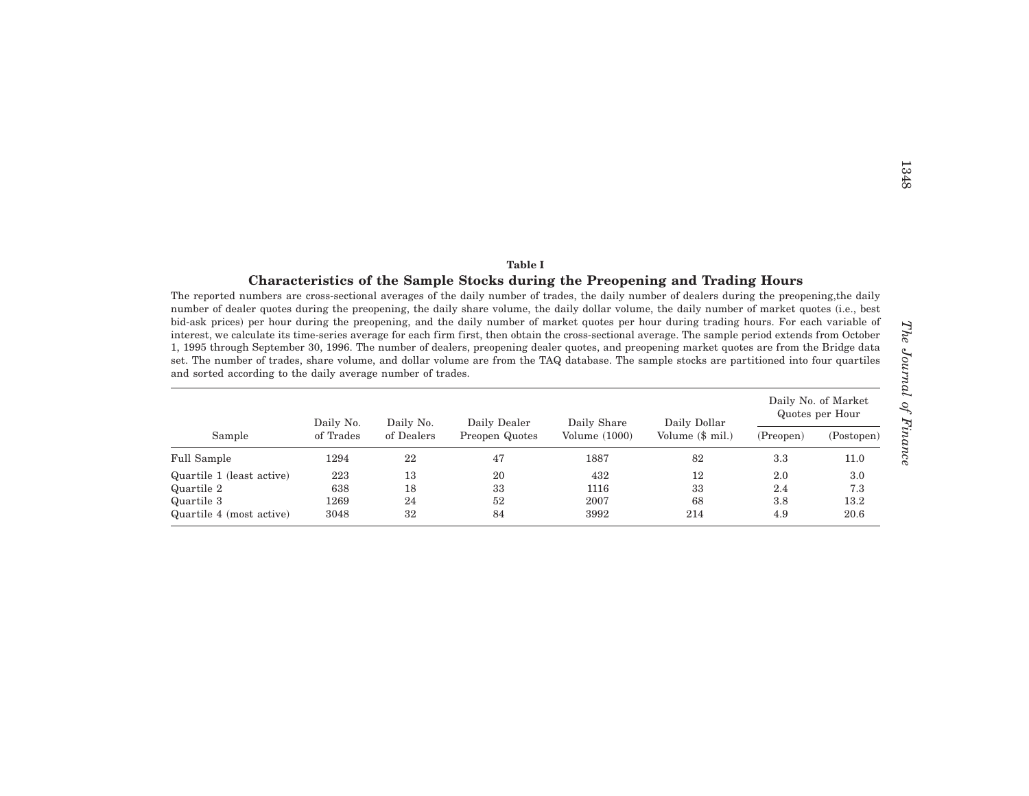**Table I**

**Characteristics of the Sample Stocks during the Preopening and Trading Hours**

The reported numbers are cross-sectional averages of the daily number of trades, the daily number of dealers during the preopening,the daily number of dealer quotes during the preopening, the daily share volume, the daily dollar volume, the daily number of market quotes (i.e., best bid-ask prices) per hour during the preopening, and the daily number of market quotes per hour during trading hours. For each variable of interest, we calculate its time-series average for each firm first, then obtain the cross-sectional average. The sample period extends from October 1, 1995 through September 30, 1996. The number of dealers, preopening dealer quotes, and preopening market quotes are from the Bridge data set. The number of trades, share volume, and dollar volume are from the TAQ database. The sample stocks are partitioned into four quartiles and sorted according to the daily average number of trades.

| Sample | Daily No. of Trades | Daily No. of Dealers | Daily Dealer Preopen Quotes | Daily Share Volume (1000) | Daily Dollar Volume ($ mil.) | Daily No. of Market Quotes per Hour (Preopen) | Daily No. of Market Quotes per Hour (Postopen) |
|---|---|---|---|---|---|---|---|
| Full Sample | 1294 | 22 | 47 | 1887 | 82 | 3.3 | 11.0 |
| Quartile 1 (least active) | 223 | 13 | 20 | 432 | 12 | 2.0 | 3.0 |
| Quartile 2 | 638 | 18 | 33 | 1116 | 33 | 2.4 | 7.3 |
| Quartile 3 | 1269 | 24 | 52 | 2007 | 68 | 3.8 | 13.2 |
| Quartile 4 (most active) | 3048 | 32 | 84 | 3992 | 214 | 4.9 | 20.6 |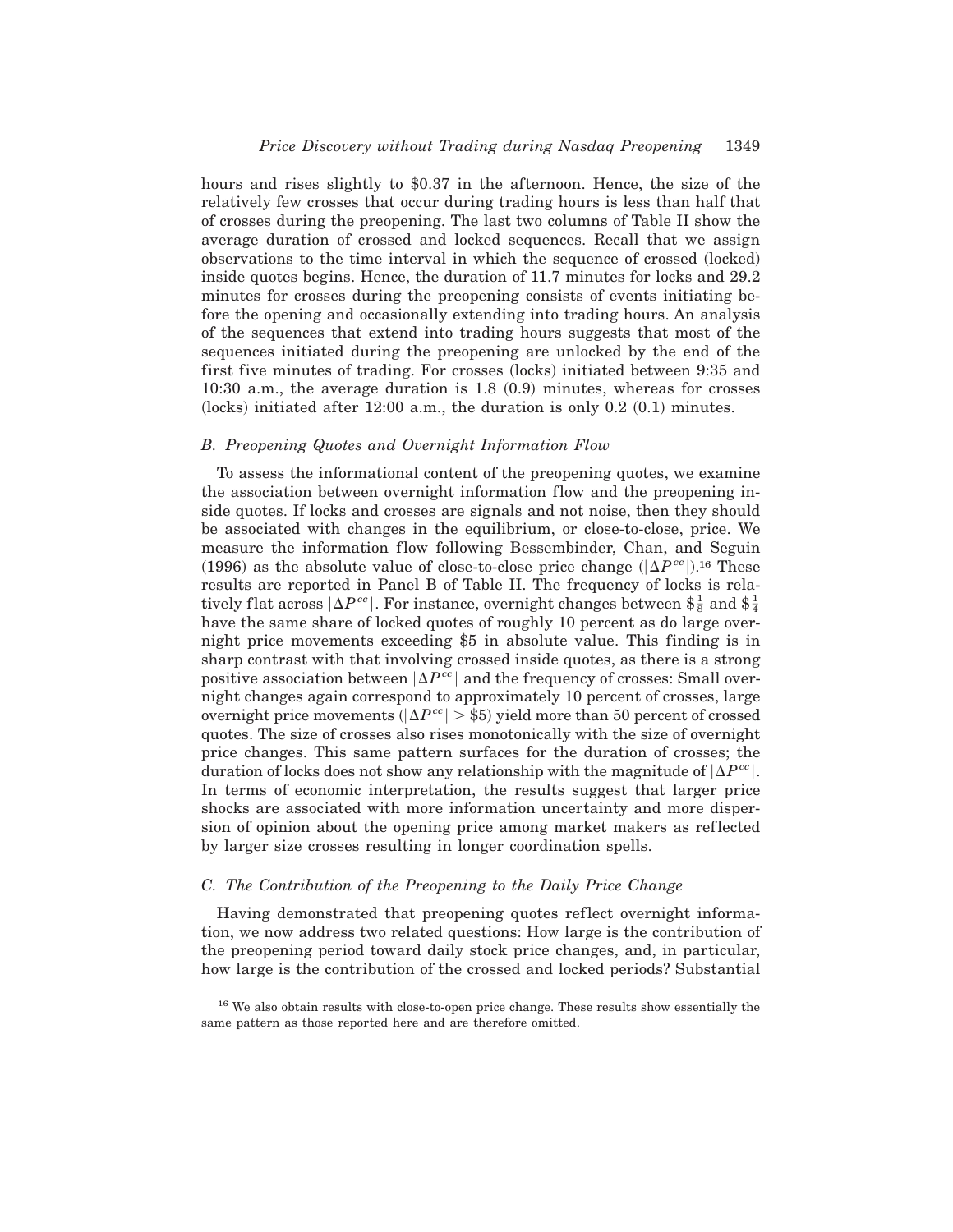hours and rises slightly to \$0.37 in the afternoon. Hence, the size of the relatively few crosses that occur during trading hours is less than half that of crosses during the preopening. The last two columns of Table II show the average duration of crossed and locked sequences. Recall that we assign observations to the time interval in which the sequence of crossed (locked) inside quotes begins. Hence, the duration of 11.7 minutes for locks and 29.2 minutes for crosses during the preopening consists of events initiating before the opening and occasionally extending into trading hours. An analysis of the sequences that extend into trading hours suggests that most of the sequences initiated during the preopening are unlocked by the end of the first five minutes of trading. For crosses (locks) initiated between 9:35 and 10:30 a.m., the average duration is 1.8 (0.9) minutes, whereas for crosses (locks) initiated after 12:00 a.m., the duration is only 0.2 (0.1) minutes.

### *B. Preopening Quotes and Overnight Information Flow*

To assess the informational content of the preopening quotes, we examine the association between overnight information flow and the preopening inside quotes. If locks and crosses are signals and not noise, then they should be associated with changes in the equilibrium, or close-to-close, price. We measure the information flow following Bessembinder, Chan, and Seguin (1996) as the absolute value of close-to-close price change ($|\Delta P^{cc}|$).[16] These results are reported in Panel B of Table II. The frequency of locks is relatively flat across $|\Delta P^{cc}|$. For instance, overnight changes between $\$\frac{1}{8}$ and $\$\frac{1}{4}$ have the same share of locked quotes of roughly 10 percent as do large overnight price movements exceeding \$5 in absolute value. This finding is in sharp contrast with that involving crossed inside quotes, as there is a strong positive association between $|\Delta P^{cc}|$ and the frequency of crosses: Small overnight changes again correspond to approximately 10 percent of crosses, large overnight price movements ($|\Delta P^{cc}| > \$5$) yield more than 50 percent of crossed quotes. The size of crosses also rises monotonically with the size of overnight price changes. This same pattern surfaces for the duration of crosses; the duration of locks does not show any relationship with the magnitude of $|\Delta P^{cc}|$. In terms of economic interpretation, the results suggest that larger price shocks are associated with more information uncertainty and more dispersion of opinion about the opening price among market makers as reflected by larger size crosses resulting in longer coordination spells.

### *C. The Contribution of the Preopening to the Daily Price Change*

Having demonstrated that preopening quotes reflect overnight information, we now address two related questions: How large is the contribution of the preopening period toward daily stock price changes, and, in particular, how large is the contribution of the crossed and locked periods? Substantial

[16] We also obtain results with close-to-open price change. These results show essentially the same pattern as those reported here and are therefore omitted.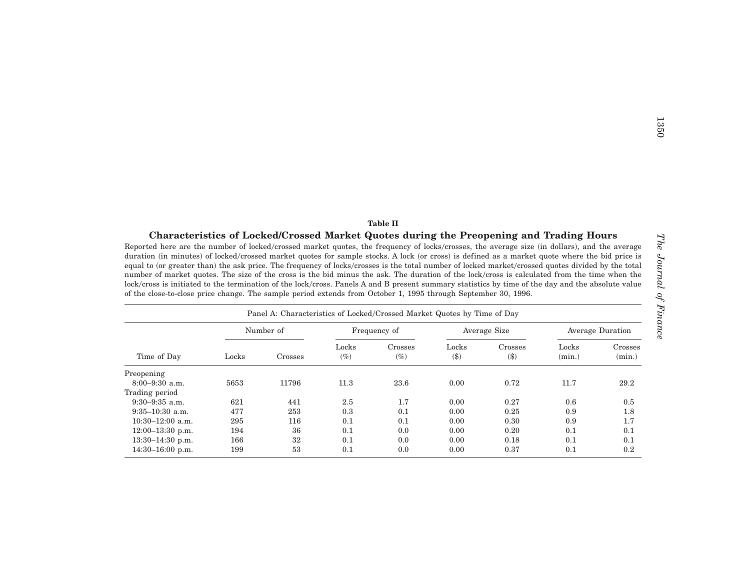**Table II**

**Characteristics of Locked/Crossed Market Quotes during the Preopening and Trading Hours**

Reported here are the number of locked/crossed market quotes, the frequency of locks/crosses, the average size (in dollars), and the average duration (in minutes) of locked/crossed market quotes for sample stocks. A lock (or cross) is defined as a market quote where the bid price is equal to (or greater than) the ask price. The frequency of locks/crosses is the total number of locked market/crossed quotes divided by the total number of market quotes. The size of the cross is the bid minus the ask. The duration of the lock/cross is calculated from the time when the lock/cross is initiated to the termination of the lock/cross. Panels A and B present summary statistics by time of the day and the absolute value of the close-to-close price change. The sample period extends from October 1, 1995 through September 30, 1996.

Panel A: Characteristics of Locked/Crossed Market Quotes by Time of Day

| | Number of | | Frequency of | | Average Size | | Average Duration | |
|---|---|---|---|---|---|---|---|---|
| Time of Day | Locks | Crosses | Locks (%) | Crosses (%) | Locks ($) | Crosses ($) | Locks (min.) | Crosses (min.) |
| Preopening | | | | | | | | |
| 8:00–9:30 a.m. | 5653 | 11796 | 11.3 | 23.6 | 0.00 | 0.72 | 11.7 | 29.2 |
| Trading period | | | | | | | | |
| 9:30–9:35 a.m. | 621 | 441 | 2.5 | 1.7 | 0.00 | 0.27 | 0.6 | 0.5 |
| 9:35–10:30 a.m. | 477 | 253 | 0.3 | 0.1 | 0.00 | 0.25 | 0.9 | 1.8 |
| 10:30–12:00 a.m. | 295 | 116 | 0.1 | 0.1 | 0.00 | 0.30 | 0.9 | 1.7 |
| 12:00–13:30 p.m. | 194 | 36 | 0.1 | 0.0 | 0.00 | 0.20 | 0.1 | 0.1 |
| 13:30–14:30 p.m. | 166 | 32 | 0.1 | 0.0 | 0.00 | 0.18 | 0.1 | 0.1 |
| 14:30–16:00 p.m. | 199 | 53 | 0.1 | 0.0 | 0.00 | 0.37 | 0.1 | 0.2 |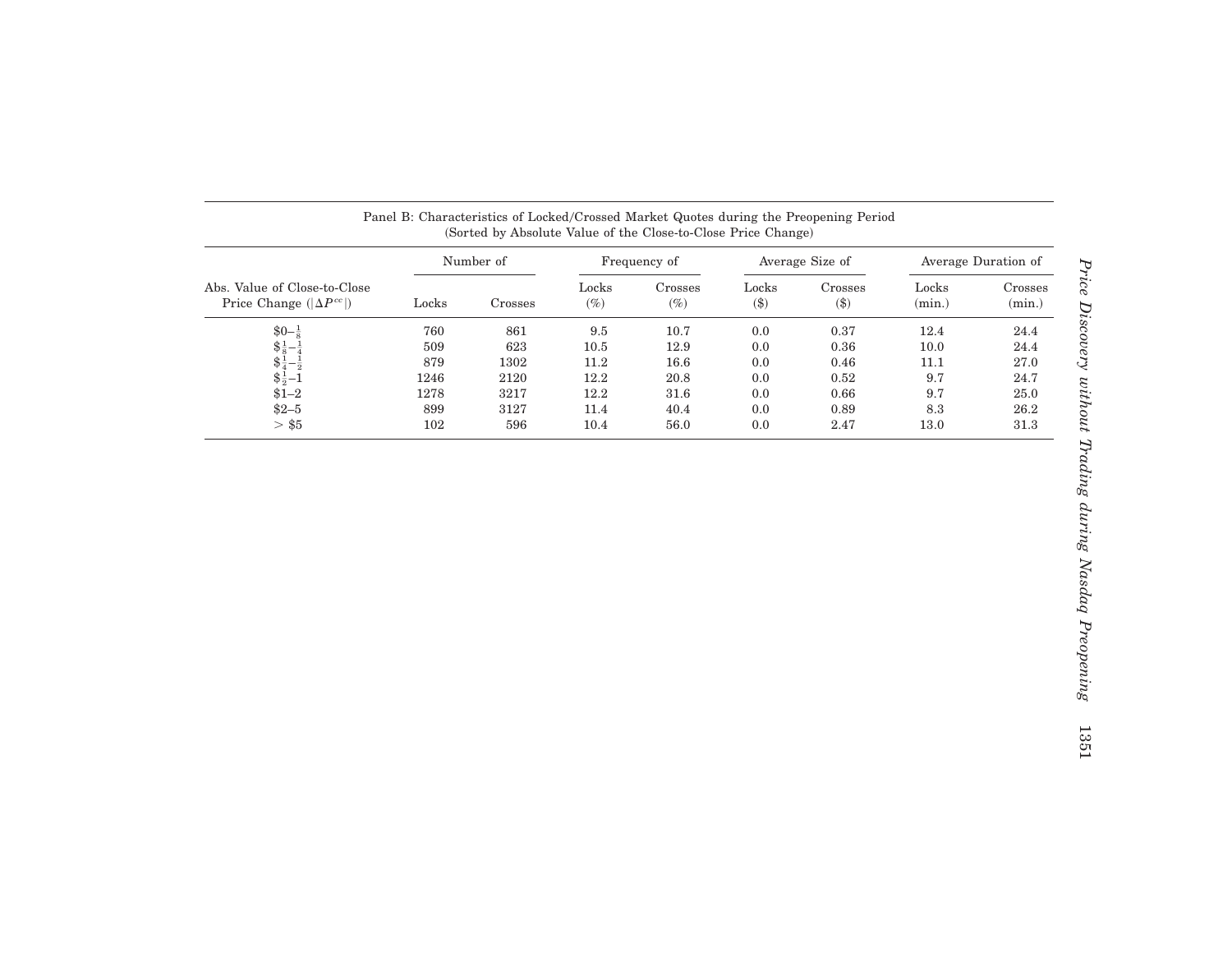Panel B: Characteristics of Locked/Crossed Market Quotes during the Preopening Period
(Sorted by Absolute Value of the Close-to-Close Price Change)

| Abs. Value of Close-to-Close Price Change ($\lvert \Delta P^{cc} \rvert$) | Number of | | Frequency of | | Average Size of | | Average Duration of | |
|---|---|---|---|---|---|---|---|---|
| | Locks | Crosses | Locks (%) | Crosses (%) | Locks ($) | Crosses ($) | Locks (min.) | Crosses (min.) |
| $0–$\frac{1}{8}$ | 760 | 861 | 9.5 | 10.7 | 0.0 | 0.37 | 12.4 | 24.4 |
| $$\frac{1}{8}$–$\frac{1}{4}$ | 509 | 623 | 10.5 | 12.9 | 0.0 | 0.36 | 10.0 | 24.4 |
| $$\frac{1}{4}$–$\frac{1}{2}$ | 879 | 1302 | 11.2 | 16.6 | 0.0 | 0.46 | 11.1 | 27.0 |
| $$\frac{1}{2}$–1 | 1246 | 2120 | 12.2 | 20.8 | 0.0 | 0.52 | 9.7 | 24.7 |
| $1–2 | 1278 | 3217 | 12.2 | 31.6 | 0.0 | 0.66 | 9.7 | 25.0 |
| $2–5 | 899 | 3127 | 11.4 | 40.4 | 0.0 | 0.89 | 8.3 | 26.2 |
| > $5 | 102 | 596 | 10.4 | 56.0 | 0.0 | 2.47 | 13.0 | 31.3 |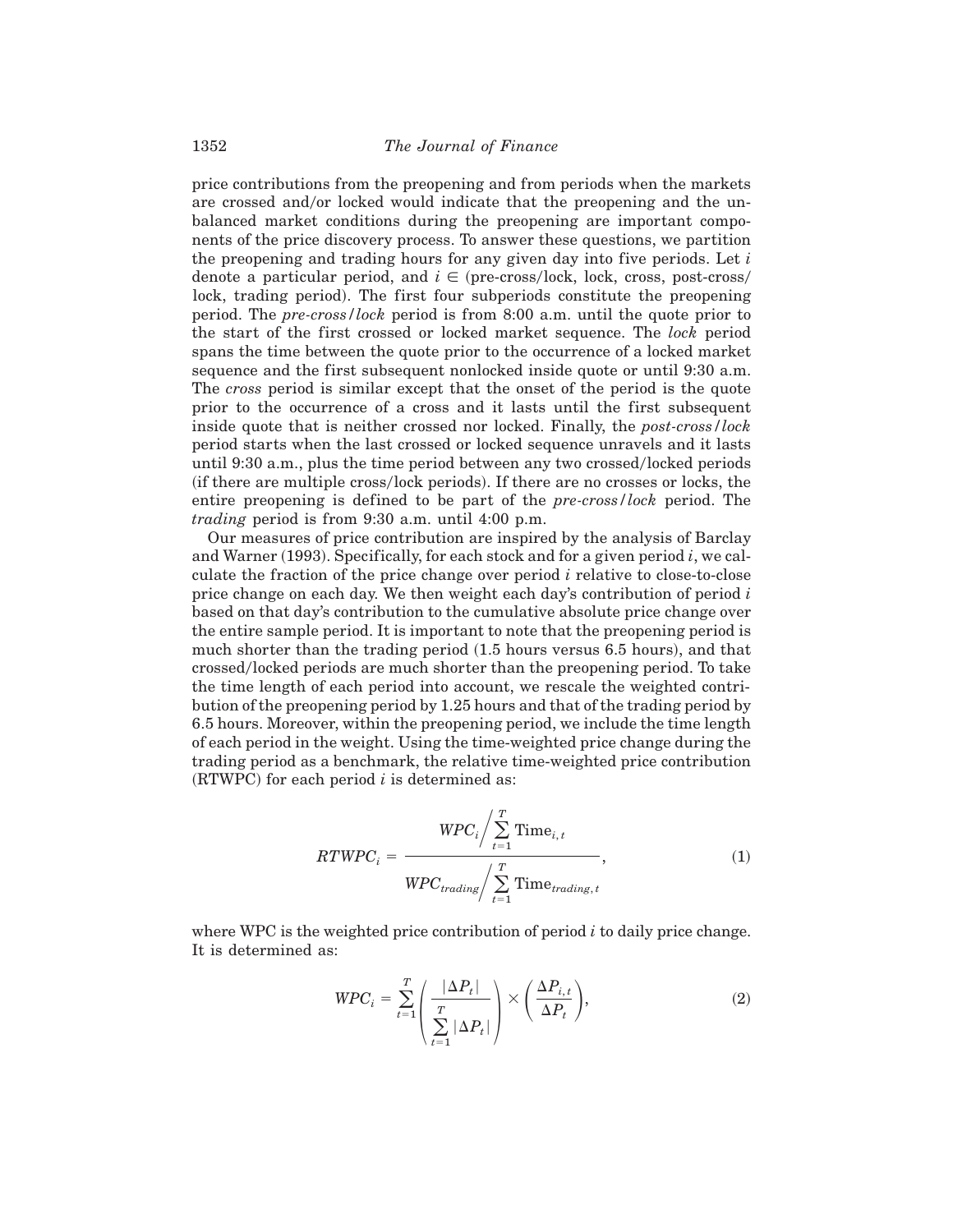price contributions from the preopening and from periods when the markets are crossed and/or locked would indicate that the preopening and the unbalanced market conditions during the preopening are important components of the price discovery process. To answer these questions, we partition the preopening and trading hours for any given day into five periods. Let $i$ denote a particular period, and $i \in$ (pre-cross/lock, lock, cross, post-cross/lock, trading period). The first four subperiods constitute the preopening period. The *pre-cross/lock* period is from 8:00 a.m. until the quote prior to the start of the first crossed or locked market sequence. The *lock* period spans the time between the quote prior to the occurrence of a locked market sequence and the first subsequent nonlocked inside quote or until 9:30 a.m. The *cross* period is similar except that the onset of the period is the quote prior to the occurrence of a cross and it lasts until the first subsequent inside quote that is neither crossed nor locked. Finally, the *post-cross/lock* period starts when the last crossed or locked sequence unravels and it lasts until 9:30 a.m., plus the time period between any two crossed/locked periods (if there are multiple cross/lock periods). If there are no crosses or locks, the entire preopening is defined to be part of the *pre-cross/lock* period. The *trading* period is from 9:30 a.m. until 4:00 p.m.

Our measures of price contribution are inspired by the analysis of Barclay and Warner (1993). Specifically, for each stock and for a given period $i$, we calculate the fraction of the price change over period $i$ relative to close-to-close price change on each day. We then weight each day's contribution of period $i$ based on that day's contribution to the cumulative absolute price change over the entire sample period. It is important to note that the preopening period is much shorter than the trading period (1.5 hours versus 6.5 hours), and that crossed/locked periods are much shorter than the preopening period. To take the time length of each period into account, we rescale the weighted contribution of the preopening period by 1.25 hours and that of the trading period by 6.5 hours. Moreover, within the preopening period, we include the time length of each period in the weight. Using the time-weighted price change during the trading period as a benchmark, the relative time-weighted price contribution (RTWPC) for each period $i$ is determined as:

$$RTWPC_i = \frac{WPC_i \Big/ \sum_{t=1}^{T} \text{Time}_{i,t}}{WPC_{trading} \Big/ \sum_{t=1}^{T} \text{Time}_{trading,t}}, \tag{1}$$

where WPC is the weighted price contribution of period $i$ to daily price change. It is determined as:

$$WPC_i = \sum_{t=1}^{T} \left( \frac{|\Delta P_t|}{\sum_{t=1}^{T} |\Delta P_t|} \right) \times \left( \frac{\Delta P_{i,t}}{\Delta P_t} \right), \tag{2}$$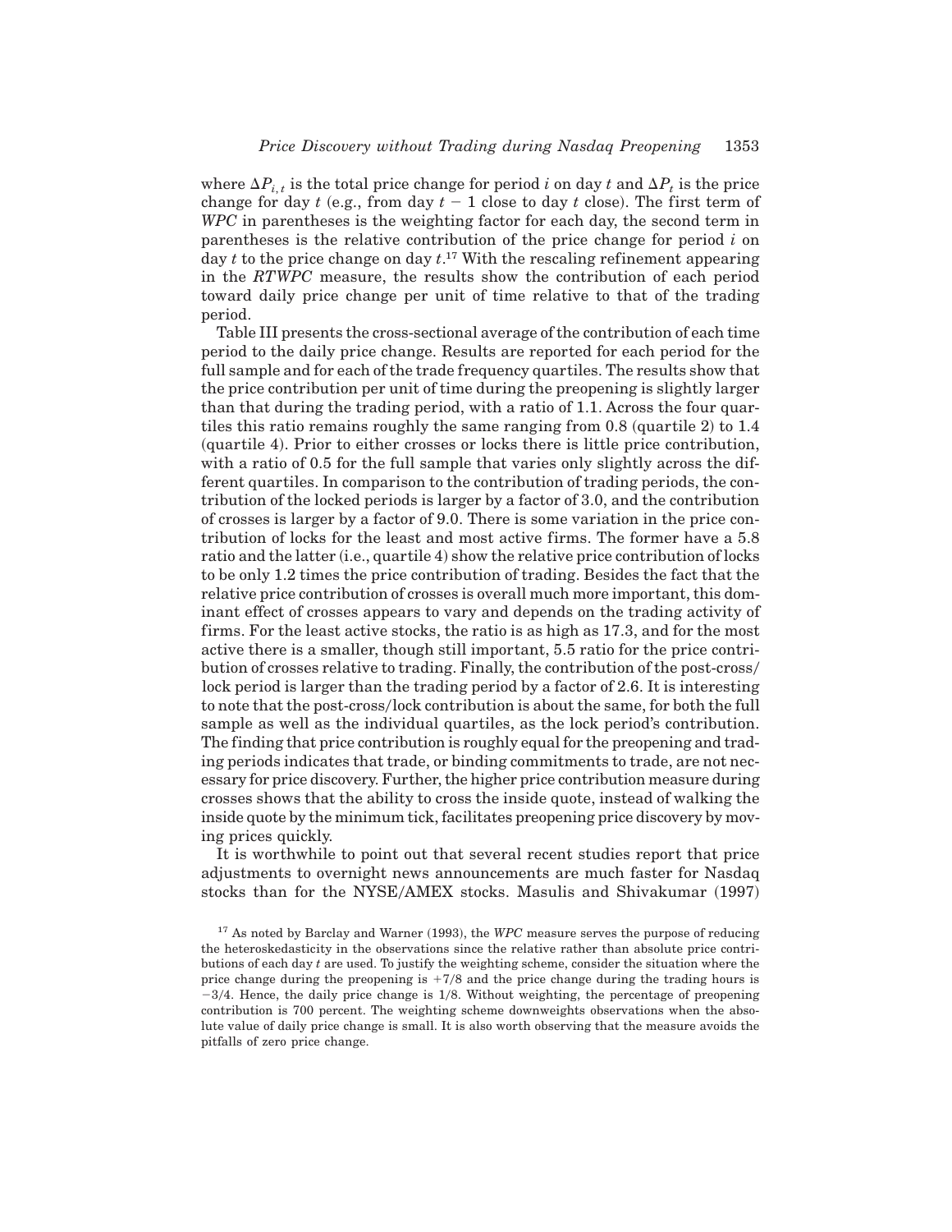where $\Delta P_{i,t}$ is the total price change for period $i$ on day $t$ and $\Delta P_t$ is the price change for day $t$ (e.g., from day $t-1$ close to day $t$ close). The first term of *WPC* in parentheses is the weighting factor for each day, the second term in parentheses is the relative contribution of the price change for period $i$ on day $t$ to the price change on day $t$.[17] With the rescaling refinement appearing in the *RTWPC* measure, the results show the contribution of each period toward daily price change per unit of time relative to that of the trading period.

Table III presents the cross-sectional average of the contribution of each time period to the daily price change. Results are reported for each period for the full sample and for each of the trade frequency quartiles. The results show that the price contribution per unit of time during the preopening is slightly larger than that during the trading period, with a ratio of 1.1. Across the four quartiles this ratio remains roughly the same ranging from 0.8 (quartile 2) to 1.4 (quartile 4). Prior to either crosses or locks there is little price contribution, with a ratio of 0.5 for the full sample that varies only slightly across the different quartiles. In comparison to the contribution of trading periods, the contribution of the locked periods is larger by a factor of 3.0, and the contribution of crosses is larger by a factor of 9.0. There is some variation in the price contribution of locks for the least and most active firms. The former have a 5.8 ratio and the latter (i.e., quartile 4) show the relative price contribution of locks to be only 1.2 times the price contribution of trading. Besides the fact that the relative price contribution of crosses is overall much more important, this dominant effect of crosses appears to vary and depends on the trading activity of firms. For the least active stocks, the ratio is as high as 17.3, and for the most active there is a smaller, though still important, 5.5 ratio for the price contribution of crosses relative to trading. Finally, the contribution of the post-cross/lock period is larger than the trading period by a factor of 2.6. It is interesting to note that the post-cross/lock contribution is about the same, for both the full sample as well as the individual quartiles, as the lock period's contribution. The finding that price contribution is roughly equal for the preopening and trading periods indicates that trade, or binding commitments to trade, are not necessary for price discovery. Further, the higher price contribution measure during crosses shows that the ability to cross the inside quote, instead of walking the inside quote by the minimum tick, facilitates preopening price discovery by moving prices quickly.

It is worthwhile to point out that several recent studies report that price adjustments to overnight news announcements are much faster for Nasdaq stocks than for the NYSE/AMEX stocks. Masulis and Shivakumar (1997)

[17] As noted by Barclay and Warner (1993), the *WPC* measure serves the purpose of reducing the heteroskedasticity in the observations since the relative rather than absolute price contributions of each day $t$ are used. To justify the weighting scheme, consider the situation where the price change during the preopening is $+7/8$ and the price change during the trading hours is $-3/4$. Hence, the daily price change is $1/8$. Without weighting, the percentage of preopening contribution is 700 percent. The weighting scheme downweights observations when the absolute value of daily price change is small. It is also worth observing that the measure avoids the pitfalls of zero price change.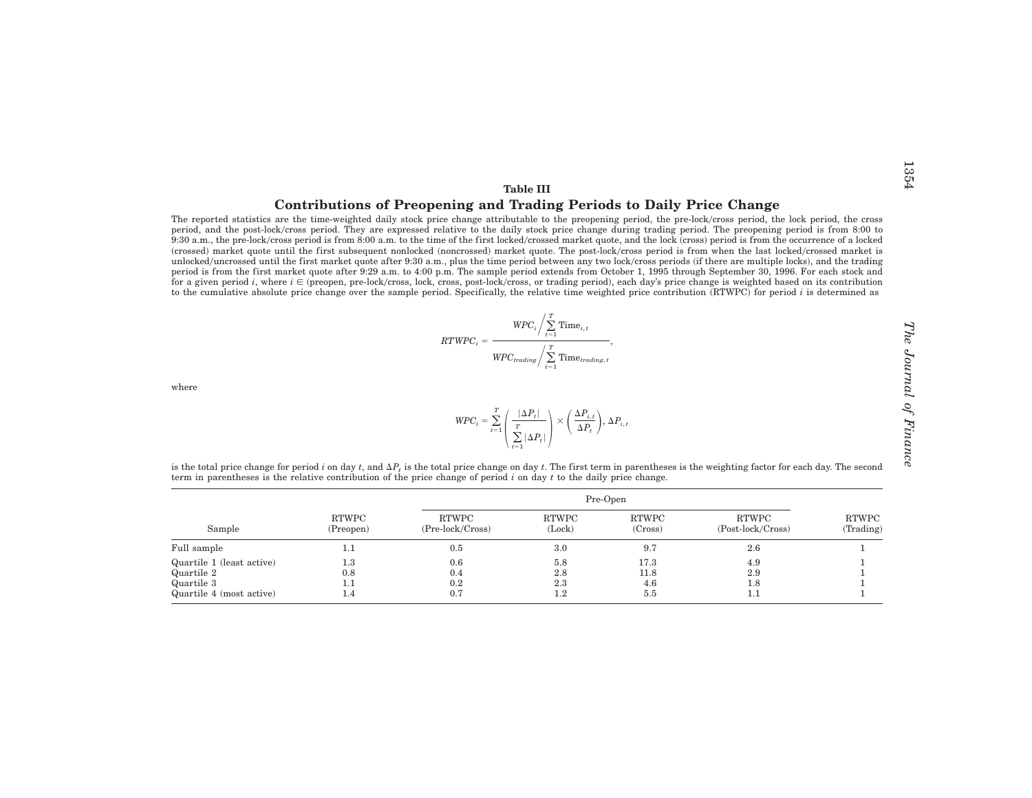**Table III**

**Contributions of Preopening and Trading Periods to Daily Price Change**

The reported statistics are the time-weighted daily stock price change attributable to the preopening period, the pre-lock/cross period, the lock period, the cross period, and the post-lock/cross period. They are expressed relative to the daily stock price change during trading period. The preopening period is from 8:00 to 9:30 a.m., the pre-lock/cross period is from 8:00 a.m. to the time of the first locked/crossed market quote, and the lock (cross) period is from the occurrence of a locked (crossed) market quote until the first subsequent nonlocked (noncrossed) market quote. The post-lock/cross period is from when the last locked/crossed market is unlocked/uncrossed until the first market quote after 9:30 a.m., plus the time period between any two lock/cross periods (if there are multiple locks), and the trading period is from the first market quote after 9:29 a.m. to 4:00 p.m. The sample period extends from October 1, 1995 through September 30, 1996. For each stock and for a given period $i$, where $i \in$ (preopen, pre-lock/cross, lock, cross, post-lock/cross, or trading period), each day's price change is weighted based on its contribution to the cumulative absolute price change over the sample period. Specifically, the relative time weighted price contribution (RTWPC) for period $i$ is determined as

$$RTWPC_i = \frac{WPC_i \Big/ \sum_{t=1}^{T} \text{Time}_{i,t}}{WPC_{trading} \Big/ \sum_{t=1}^{T} \text{Time}_{trading,t}},$$

where

$$WPC_i = \sum_{t=1}^{T} \left( \frac{|\Delta P_t|}{\sum_{t=1}^{T} |\Delta P_t|} \right) \times \left( \frac{\Delta P_{i,t}}{\Delta P_t} \right), \Delta P_{i,t}$$

is the total price change for period $i$ on day $t$, and $\Delta P_t$ is the total price change on day $t$. The first term in parentheses is the weighting factor for each day. The second term in parentheses is the relative contribution of the price change of period $i$ on day $t$ to the daily price change.

| Sample | RTWPC (Preopen) | Pre-Open | | | | RTWPC (Trading) |
|---|---|---|---|---|---|---|
| | | RTWPC (Pre-lock/Cross) | RTWPC (Lock) | RTWPC (Cross) | RTWPC (Post-lock/Cross) | |
| Full sample | 1.1 | 0.5 | 3.0 | 9.7 | 2.6 | 1 |
| Quartile 1 (least active) | 1.3 | 0.6 | 5.8 | 17.3 | 4.9 | 1 |
| Quartile 2 | 0.8 | 0.4 | 2.8 | 11.8 | 2.9 | 1 |
| Quartile 3 | 1.1 | 0.2 | 2.3 | 4.6 | 1.8 | 1 |
| Quartile 4 (most active) | 1.4 | 0.7 | 1.2 | 5.5 | 1.1 | 1 |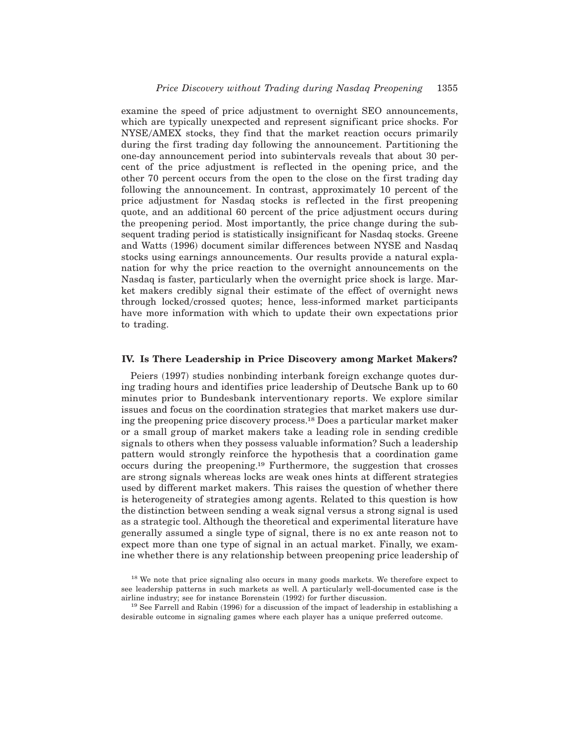examine the speed of price adjustment to overnight SEO announcements, which are typically unexpected and represent significant price shocks. For NYSE/AMEX stocks, they find that the market reaction occurs primarily during the first trading day following the announcement. Partitioning the one-day announcement period into subintervals reveals that about 30 percent of the price adjustment is reflected in the opening price, and the other 70 percent occurs from the open to the close on the first trading day following the announcement. In contrast, approximately 10 percent of the price adjustment for Nasdaq stocks is reflected in the first preopening quote, and an additional 60 percent of the price adjustment occurs during the preopening period. Most importantly, the price change during the subsequent trading period is statistically insignificant for Nasdaq stocks. Greene and Watts (1996) document similar differences between NYSE and Nasdaq stocks using earnings announcements. Our results provide a natural explanation for why the price reaction to the overnight announcements on the Nasdaq is faster, particularly when the overnight price shock is large. Market makers credibly signal their estimate of the effect of overnight news through locked/crossed quotes; hence, less-informed market participants have more information with which to update their own expectations prior to trading.

## IV. Is There Leadership in Price Discovery among Market Makers?

Peiers (1997) studies nonbinding interbank foreign exchange quotes during trading hours and identifies price leadership of Deutsche Bank up to 60 minutes prior to Bundesbank interventionary reports. We explore similar issues and focus on the coordination strategies that market makers use during the preopening price discovery process.[18] Does a particular market maker or a small group of market makers take a leading role in sending credible signals to others when they possess valuable information? Such a leadership pattern would strongly reinforce the hypothesis that a coordination game occurs during the preopening.[19] Furthermore, the suggestion that crosses are strong signals whereas locks are weak ones hints at different strategies used by different market makers. This raises the question of whether there is heterogeneity of strategies among agents. Related to this question is how the distinction between sending a weak signal versus a strong signal is used as a strategic tool. Although the theoretical and experimental literature have generally assumed a single type of signal, there is no ex ante reason not to expect more than one type of signal in an actual market. Finally, we examine whether there is any relationship between preopening price leadership of

[18] We note that price signaling also occurs in many goods markets. We therefore expect to see leadership patterns in such markets as well. A particularly well-documented case is the airline industry; see for instance Borenstein (1992) for further discussion.

[19] See Farrell and Rabin (1996) for a discussion of the impact of leadership in establishing a desirable outcome in signaling games where each player has a unique preferred outcome.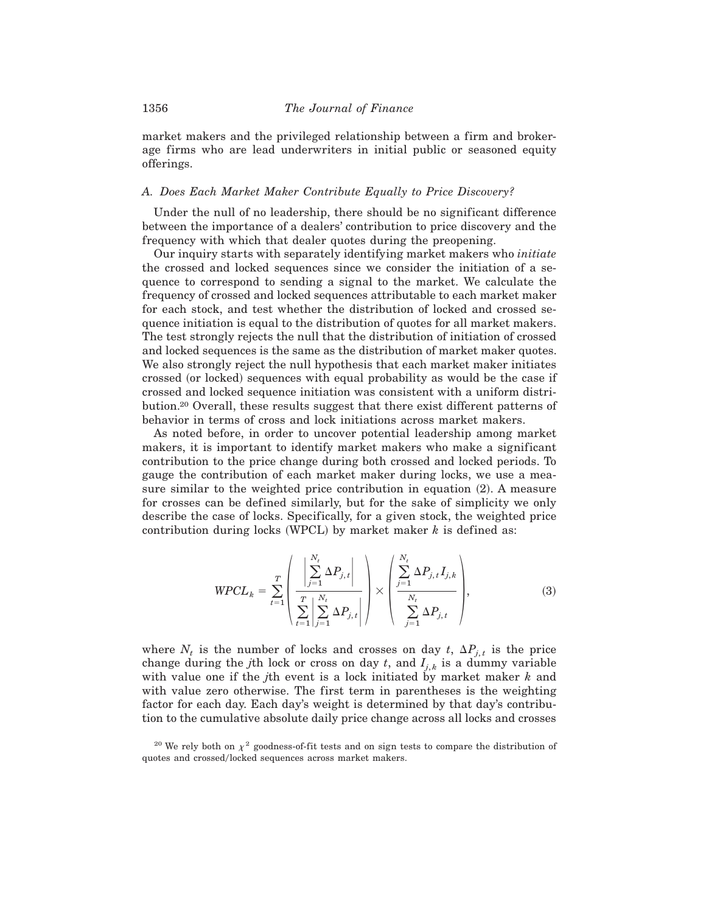market makers and the privileged relationship between a firm and brokerage firms who are lead underwriters in initial public or seasoned equity offerings.

### A. Does Each Market Maker Contribute Equally to Price Discovery?

Under the null of no leadership, there should be no significant difference between the importance of a dealers' contribution to price discovery and the frequency with which that dealer quotes during the preopening.

Our inquiry starts with separately identifying market makers who *initiate* the crossed and locked sequences since we consider the initiation of a sequence to correspond to sending a signal to the market. We calculate the frequency of crossed and locked sequences attributable to each market maker for each stock, and test whether the distribution of locked and crossed sequence initiation is equal to the distribution of quotes for all market makers. The test strongly rejects the null that the distribution of initiation of crossed and locked sequences is the same as the distribution of market maker quotes. We also strongly reject the null hypothesis that each market maker initiates crossed (or locked) sequences with equal probability as would be the case if crossed and locked sequence initiation was consistent with a uniform distribution.[20] Overall, these results suggest that there exist different patterns of behavior in terms of cross and lock initiations across market makers.

As noted before, in order to uncover potential leadership among market makers, it is important to identify market makers who make a significant contribution to the price change during both crossed and locked periods. To gauge the contribution of each market maker during locks, we use a measure similar to the weighted price contribution in equation (2). A measure for crosses can be defined similarly, but for the sake of simplicity we only describe the case of locks. Specifically, for a given stock, the weighted price contribution during locks (WPCL) by market maker $k$ is defined as:

$$WPCL_k = \sum_{t=1}^{T} \left( \frac{\left| \sum_{j=1}^{N_t} \Delta P_{j,t} \right|}{\sum_{t=1}^{T} \left| \sum_{j=1}^{N_t} \Delta P_{j,t} \right|} \right) \times \left( \frac{\sum_{j=1}^{N_t} \Delta P_{j,t} I_{j,k}}{\sum_{j=1}^{N_t} \Delta P_{j,t}} \right), \tag{3}$$

where $N_t$ is the number of locks and crosses on day $t$, $\Delta P_{j,t}$ is the price change during the $j$th lock or cross on day $t$, and $I_{j,k}$ is a dummy variable with value one if the $j$th event is a lock initiated by market maker $k$ and with value zero otherwise. The first term in parentheses is the weighting factor for each day. Each day's weight is determined by that day's contribution to the cumulative absolute daily price change across all locks and crosses

[20] We rely both on $\chi^2$ goodness-of-fit tests and on sign tests to compare the distribution of quotes and crossed/locked sequences across market makers.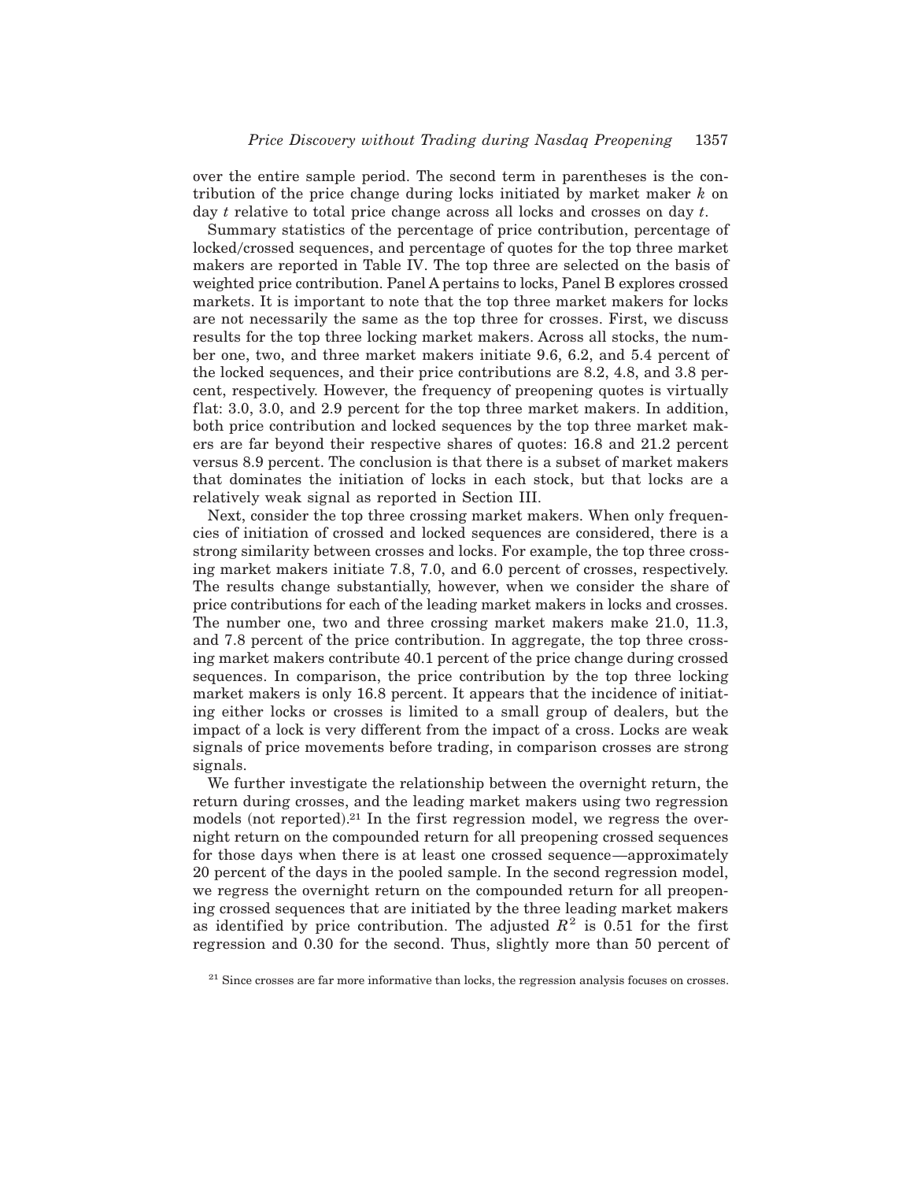over the entire sample period. The second term in parentheses is the contribution of the price change during locks initiated by market maker $k$ on day $t$ relative to total price change across all locks and crosses on day $t$.

Summary statistics of the percentage of price contribution, percentage of locked/crossed sequences, and percentage of quotes for the top three market makers are reported in Table IV. The top three are selected on the basis of weighted price contribution. Panel A pertains to locks, Panel B explores crossed markets. It is important to note that the top three market makers for locks are not necessarily the same as the top three for crosses. First, we discuss results for the top three locking market makers. Across all stocks, the number one, two, and three market makers initiate 9.6, 6.2, and 5.4 percent of the locked sequences, and their price contributions are 8.2, 4.8, and 3.8 percent, respectively. However, the frequency of preopening quotes is virtually flat: 3.0, 3.0, and 2.9 percent for the top three market makers. In addition, both price contribution and locked sequences by the top three market makers are far beyond their respective shares of quotes: 16.8 and 21.2 percent versus 8.9 percent. The conclusion is that there is a subset of market makers that dominates the initiation of locks in each stock, but that locks are a relatively weak signal as reported in Section III.

Next, consider the top three crossing market makers. When only frequencies of initiation of crossed and locked sequences are considered, there is a strong similarity between crosses and locks. For example, the top three crossing market makers initiate 7.8, 7.0, and 6.0 percent of crosses, respectively. The results change substantially, however, when we consider the share of price contributions for each of the leading market makers in locks and crosses. The number one, two and three crossing market makers make 21.0, 11.3, and 7.8 percent of the price contribution. In aggregate, the top three crossing market makers contribute 40.1 percent of the price change during crossed sequences. In comparison, the price contribution by the top three locking market makers is only 16.8 percent. It appears that the incidence of initiating either locks or crosses is limited to a small group of dealers, but the impact of a lock is very different from the impact of a cross. Locks are weak signals of price movements before trading, in comparison crosses are strong signals.

We further investigate the relationship between the overnight return, the return during crosses, and the leading market makers using two regression models (not reported).[21] In the first regression model, we regress the overnight return on the compounded return for all preopening crossed sequences for those days when there is at least one crossed sequence—approximately 20 percent of the days in the pooled sample. In the second regression model, we regress the overnight return on the compounded return for all preopening crossed sequences that are initiated by the three leading market makers as identified by price contribution. The adjusted $R^2$ is 0.51 for the first regression and 0.30 for the second. Thus, slightly more than 50 percent of

[21] Since crosses are far more informative than locks, the regression analysis focuses on crosses.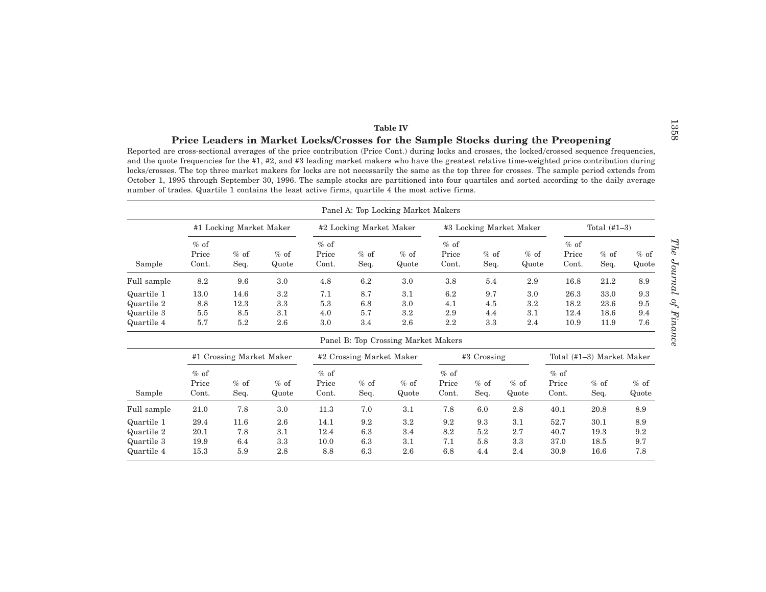**Table IV**

**Price Leaders in Market Locks/Crosses for the Sample Stocks during the Preopening**

Reported are cross-sectional averages of the price contribution (Price Cont.) during locks and crosses, the locked/crossed sequence frequencies, and the quote frequencies for the #1, #2, and #3 leading market makers who have the greatest relative time-weighted price contribution during locks/crosses. The top three market makers for locks are not necessarily the same as the top three for crosses. The sample period extends from October 1, 1995 through September 30, 1996. The sample stocks are partitioned into four quartiles and sorted according to the daily average number of trades. Quartile 1 contains the least active firms, quartile 4 the most active firms.

Panel A: Top Locking Market Makers

| | #1 Locking Market Maker | | | #2 Locking Market Maker | | | #3 Locking Market Maker | | | Total (#1–3) | | |
|---|---|---|---|---|---|---|---|---|---|---|---|---|
| Sample | % of Price Cont. | % of Seq. | % of Quote | % of Price Cont. | % of Seq. | % of Quote | % of Price Cont. | % of Seq. | % of Quote | % of Price Cont. | % of Seq. | % of Quote |
| Full sample | 8.2 | 9.6 | 3.0 | 4.8 | 6.2 | 3.0 | 3.8 | 5.4 | 2.9 | 16.8 | 21.2 | 8.9 |
| Quartile 1 | 13.0 | 14.6 | 3.2 | 7.1 | 8.7 | 3.1 | 6.2 | 9.7 | 3.0 | 26.3 | 33.0 | 9.3 |
| Quartile 2 | 8.8 | 12.3 | 3.3 | 5.3 | 6.8 | 3.0 | 4.1 | 4.5 | 3.2 | 18.2 | 23.6 | 9.5 |
| Quartile 3 | 5.5 | 8.5 | 3.1 | 4.0 | 5.7 | 3.2 | 2.9 | 4.4 | 3.1 | 12.4 | 18.6 | 9.4 |
| Quartile 4 | 5.7 | 5.2 | 2.6 | 3.0 | 3.4 | 2.6 | 2.2 | 3.3 | 2.4 | 10.9 | 11.9 | 7.6 |

Panel B: Top Crossing Market Makers

| | #1 Crossing Market Maker | | | #2 Crossing Market Maker | | | #3 Crossing | | | Total (#1–3) Market Maker | | |
|---|---|---|---|---|---|---|---|---|---|---|---|---|
| Sample | % of Price Cont. | % of Seq. | % of Quote | % of Price Cont. | % of Seq. | % of Quote | % of Price Cont. | % of Seq. | % of Quote | % of Price Cont. | % of Seq. | % of Quote |
| Full sample | 21.0 | 7.8 | 3.0 | 11.3 | 7.0 | 3.1 | 7.8 | 6.0 | 2.8 | 40.1 | 20.8 | 8.9 |
| Quartile 1 | 29.4 | 11.6 | 2.6 | 14.1 | 9.2 | 3.2 | 9.2 | 9.3 | 3.1 | 52.7 | 30.1 | 8.9 |
| Quartile 2 | 20.1 | 7.8 | 3.1 | 12.4 | 6.3 | 3.4 | 8.2 | 5.2 | 2.7 | 40.7 | 19.3 | 9.2 |
| Quartile 3 | 19.9 | 6.4 | 3.3 | 10.0 | 6.3 | 3.1 | 7.1 | 5.8 | 3.3 | 37.0 | 18.5 | 9.7 |
| Quartile 4 | 15.3 | 5.9 | 2.8 | 8.8 | 6.3 | 2.6 | 6.8 | 4.4 | 2.4 | 30.9 | 16.6 | 7.8 |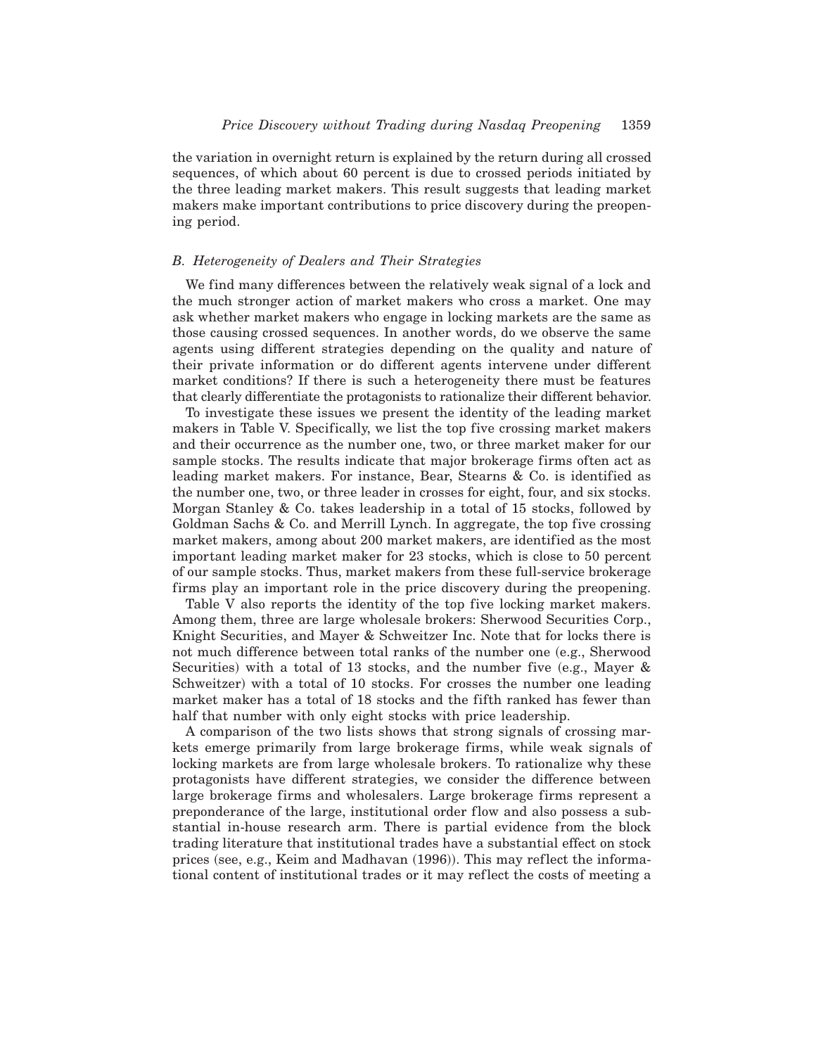the variation in overnight return is explained by the return during all crossed sequences, of which about 60 percent is due to crossed periods initiated by the three leading market makers. This result suggests that leading market makers make important contributions to price discovery during the preopening period.

### *B. Heterogeneity of Dealers and Their Strategies*

We find many differences between the relatively weak signal of a lock and the much stronger action of market makers who cross a market. One may ask whether market makers who engage in locking markets are the same as those causing crossed sequences. In another words, do we observe the same agents using different strategies depending on the quality and nature of their private information or do different agents intervene under different market conditions? If there is such a heterogeneity there must be features that clearly differentiate the protagonists to rationalize their different behavior.

To investigate these issues we present the identity of the leading market makers in Table V. Specifically, we list the top five crossing market makers and their occurrence as the number one, two, or three market maker for our sample stocks. The results indicate that major brokerage firms often act as leading market makers. For instance, Bear, Stearns & Co. is identified as the number one, two, or three leader in crosses for eight, four, and six stocks. Morgan Stanley & Co. takes leadership in a total of 15 stocks, followed by Goldman Sachs & Co. and Merrill Lynch. In aggregate, the top five crossing market makers, among about 200 market makers, are identified as the most important leading market maker for 23 stocks, which is close to 50 percent of our sample stocks. Thus, market makers from these full-service brokerage firms play an important role in the price discovery during the preopening.

Table V also reports the identity of the top five locking market makers. Among them, three are large wholesale brokers: Sherwood Securities Corp., Knight Securities, and Mayer & Schweitzer Inc. Note that for locks there is not much difference between total ranks of the number one (e.g., Sherwood Securities) with a total of 13 stocks, and the number five (e.g., Mayer & Schweitzer) with a total of 10 stocks. For crosses the number one leading market maker has a total of 18 stocks and the fifth ranked has fewer than half that number with only eight stocks with price leadership.

A comparison of the two lists shows that strong signals of crossing markets emerge primarily from large brokerage firms, while weak signals of locking markets are from large wholesale brokers. To rationalize why these protagonists have different strategies, we consider the difference between large brokerage firms and wholesalers. Large brokerage firms represent a preponderance of the large, institutional order flow and also possess a substantial in-house research arm. There is partial evidence from the block trading literature that institutional trades have a substantial effect on stock prices (see, e.g., Keim and Madhavan (1996)). This may reflect the informational content of institutional trades or it may reflect the costs of meeting a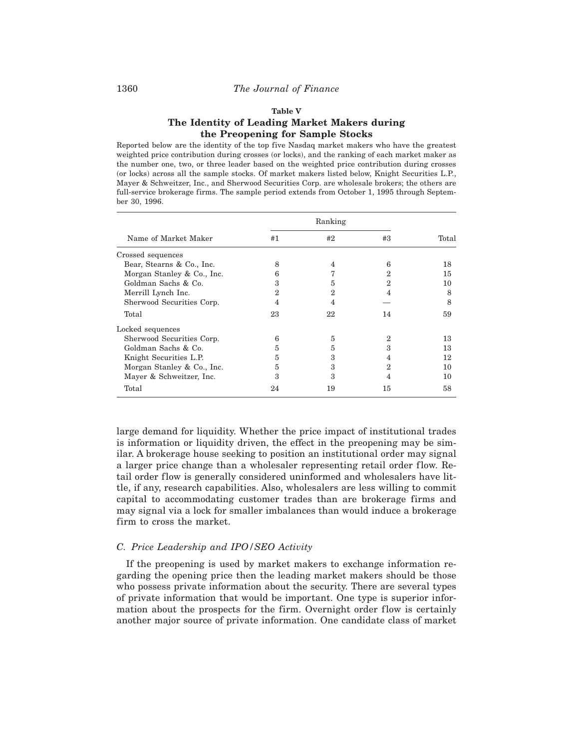**Table V**

**The Identity of Leading Market Makers during the Preopening for Sample Stocks**

Reported below are the identity of the top five Nasdaq market makers who have the greatest weighted price contribution during crosses (or locks), and the ranking of each market maker as the number one, two, or three leader based on the weighted price contribution during crosses (or locks) across all the sample stocks. Of market makers listed below, Knight Securities L.P., Mayer & Schweitzer, Inc., and Sherwood Securities Corp. are wholesale brokers; the others are full-service brokerage firms. The sample period extends from October 1, 1995 through September 30, 1996.

| Name of Market Maker | Ranking | | | Total |
|---|---|---|---|---|
| | #1 | #2 | #3 | |
| Crossed sequences | | | | |
| Bear, Stearns & Co., Inc. | 8 | 4 | 6 | 18 |
| Morgan Stanley & Co., Inc. | 6 | 7 | 2 | 15 |
| Goldman Sachs & Co. | 3 | 5 | 2 | 10 |
| Merrill Lynch Inc. | 2 | 2 | 4 | 8 |
| Sherwood Securities Corp. | 4 | 4 | — | 8 |
| Total | 23 | 22 | 14 | 59 |
| Locked sequences | | | | |
| Sherwood Securities Corp. | 6 | 5 | 2 | 13 |
| Goldman Sachs & Co. | 5 | 5 | 3 | 13 |
| Knight Securities L.P. | 5 | 3 | 4 | 12 |
| Morgan Stanley & Co., Inc. | 5 | 3 | 2 | 10 |
| Mayer & Schweitzer, Inc. | 3 | 3 | 4 | 10 |
| Total | 24 | 19 | 15 | 58 |

large demand for liquidity. Whether the price impact of institutional trades is information or liquidity driven, the effect in the preopening may be similar. A brokerage house seeking to position an institutional order may signal a larger price change than a wholesaler representing retail order flow. Retail order flow is generally considered uninformed and wholesalers have little, if any, research capabilities. Also, wholesalers are less willing to commit capital to accommodating customer trades than are brokerage firms and may signal via a lock for smaller imbalances than would induce a brokerage firm to cross the market.

### *C. Price Leadership and IPO/SEO Activity*

If the preopening is used by market makers to exchange information regarding the opening price then the leading market makers should be those who possess private information about the security. There are several types of private information that would be important. One type is superior information about the prospects for the firm. Overnight order flow is certainly another major source of private information. One candidate class of market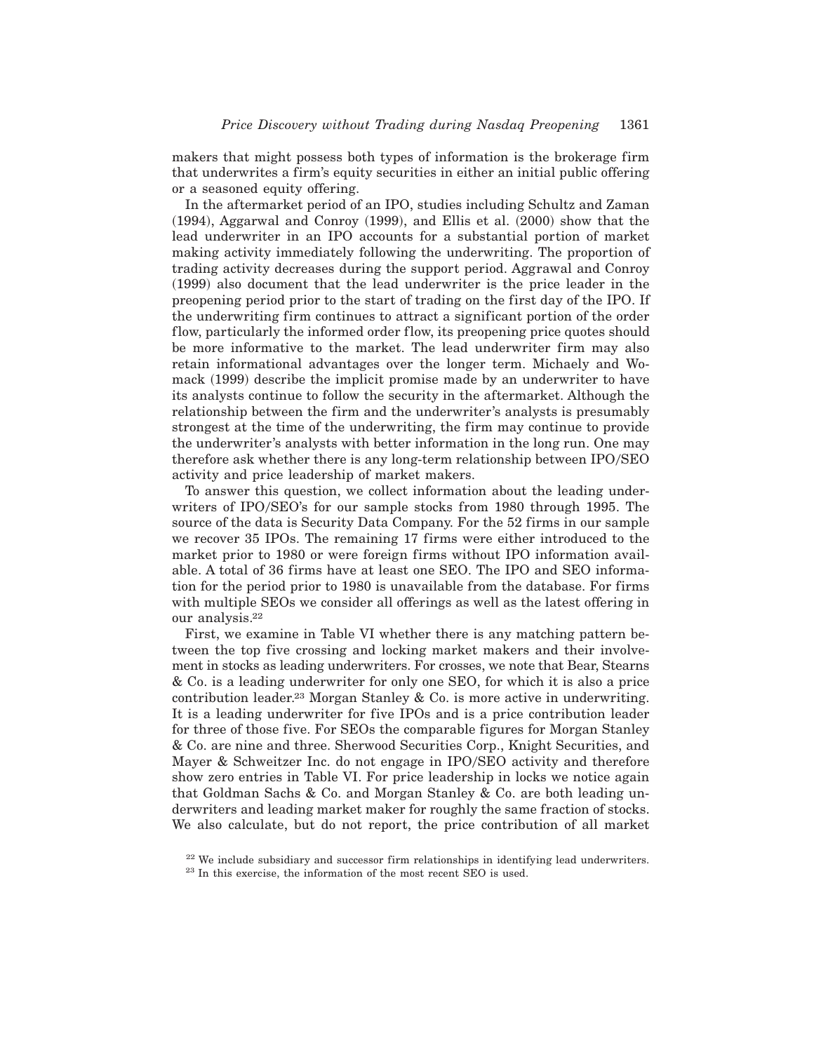makers that might possess both types of information is the brokerage firm that underwrites a firm's equity securities in either an initial public offering or a seasoned equity offering.

In the aftermarket period of an IPO, studies including Schultz and Zaman (1994), Aggarwal and Conroy (1999), and Ellis et al. (2000) show that the lead underwriter in an IPO accounts for a substantial portion of market making activity immediately following the underwriting. The proportion of trading activity decreases during the support period. Aggrawal and Conroy (1999) also document that the lead underwriter is the price leader in the preopening period prior to the start of trading on the first day of the IPO. If the underwriting firm continues to attract a significant portion of the order flow, particularly the informed order flow, its preopening price quotes should be more informative to the market. The lead underwriter firm may also retain informational advantages over the longer term. Michaely and Womack (1999) describe the implicit promise made by an underwriter to have its analysts continue to follow the security in the aftermarket. Although the relationship between the firm and the underwriter's analysts is presumably strongest at the time of the underwriting, the firm may continue to provide the underwriter's analysts with better information in the long run. One may therefore ask whether there is any long-term relationship between IPO/SEO activity and price leadership of market makers.

To answer this question, we collect information about the leading underwriters of IPO/SEO's for our sample stocks from 1980 through 1995. The source of the data is Security Data Company. For the 52 firms in our sample we recover 35 IPOs. The remaining 17 firms were either introduced to the market prior to 1980 or were foreign firms without IPO information available. A total of 36 firms have at least one SEO. The IPO and SEO information for the period prior to 1980 is unavailable from the database. For firms with multiple SEOs we consider all offerings as well as the latest offering in our analysis.[22]

First, we examine in Table VI whether there is any matching pattern between the top five crossing and locking market makers and their involvement in stocks as leading underwriters. For crosses, we note that Bear, Stearns & Co. is a leading underwriter for only one SEO, for which it is also a price contribution leader.[23] Morgan Stanley & Co. is more active in underwriting. It is a leading underwriter for five IPOs and is a price contribution leader for three of those five. For SEOs the comparable figures for Morgan Stanley & Co. are nine and three. Sherwood Securities Corp., Knight Securities, and Mayer & Schweitzer Inc. do not engage in IPO/SEO activity and therefore show zero entries in Table VI. For price leadership in locks we notice again that Goldman Sachs & Co. and Morgan Stanley & Co. are both leading underwriters and leading market maker for roughly the same fraction of stocks. We also calculate, but do not report, the price contribution of all market

[22] We include subsidiary and successor firm relationships in identifying lead underwriters.

[23] In this exercise, the information of the most recent SEO is used.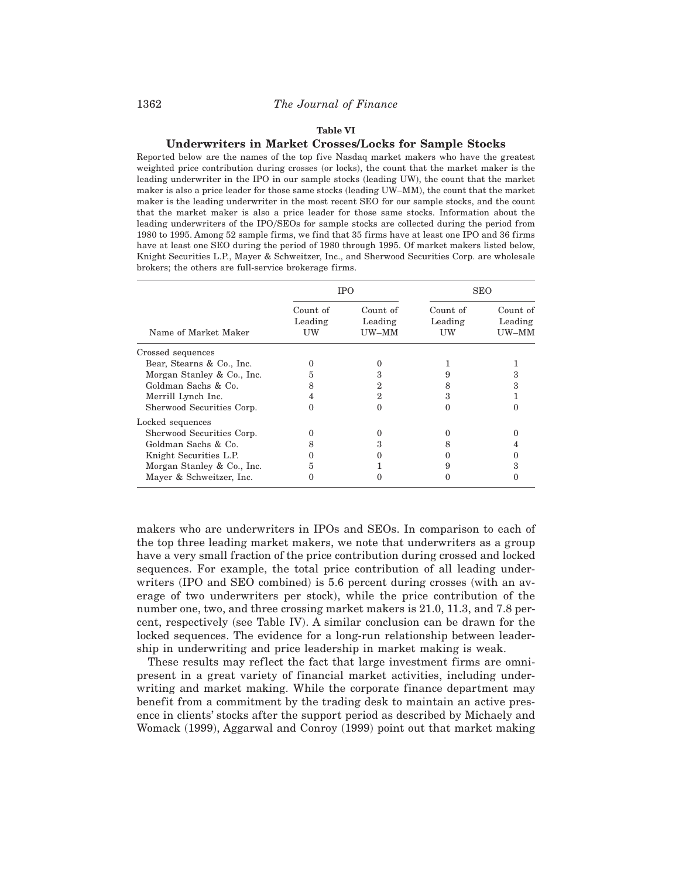**Table VI**

**Underwriters in Market Crosses/Locks for Sample Stocks**

Reported below are the names of the top five Nasdaq market makers who have the greatest weighted price contribution during crosses (or locks), the count that the market maker is the leading underwriter in the IPO in our sample stocks (leading UW), the count that the market maker is also a price leader for those same stocks (leading UW–MM), the count that the market maker is the leading underwriter in the most recent SEO for our sample stocks, and the count that the market maker is also a price leader for those same stocks. Information about the leading underwriters of the IPO/SEOs for sample stocks are collected during the period from 1980 to 1995. Among 52 sample firms, we find that 35 firms have at least one IPO and 36 firms have at least one SEO during the period of 1980 through 1995. Of market makers listed below, Knight Securities L.P., Mayer & Schweitzer, Inc., and Sherwood Securities Corp. are wholesale brokers; the others are full-service brokerage firms.

| | IPO | | SEO | |
|---|---|---|---|---|
| Name of Market Maker | Count of Leading UW | Count of Leading UW–MM | Count of Leading UW | Count of Leading UW–MM |
| Crossed sequences | | | | |
| Bear, Stearns & Co., Inc. | 0 | 0 | 1 | 1 |
| Morgan Stanley & Co., Inc. | 5 | 3 | 9 | 3 |
| Goldman Sachs & Co. | 8 | 2 | 8 | 3 |
| Merrill Lynch Inc. | 4 | 2 | 3 | 1 |
| Sherwood Securities Corp. | 0 | 0 | 0 | 0 |
| Locked sequences | | | | |
| Sherwood Securities Corp. | 0 | 0 | 0 | 0 |
| Goldman Sachs & Co. | 8 | 3 | 8 | 4 |
| Knight Securities L.P. | 0 | 0 | 0 | 0 |
| Morgan Stanley & Co., Inc. | 5 | 1 | 9 | 3 |
| Mayer & Schweitzer, Inc. | 0 | 0 | 0 | 0 |

makers who are underwriters in IPOs and SEOs. In comparison to each of the top three leading market makers, we note that underwriters as a group have a very small fraction of the price contribution during crossed and locked sequences. For example, the total price contribution of all leading underwriters (IPO and SEO combined) is 5.6 percent during crosses (with an average of two underwriters per stock), while the price contribution of the number one, two, and three crossing market makers is 21.0, 11.3, and 7.8 percent, respectively (see Table IV). A similar conclusion can be drawn for the locked sequences. The evidence for a long-run relationship between leadership in underwriting and price leadership in market making is weak.

These results may reflect the fact that large investment firms are omnipresent in a great variety of financial market activities, including underwriting and market making. While the corporate finance department may benefit from a commitment by the trading desk to maintain an active presence in clients' stocks after the support period as described by Michaely and Womack (1999), Aggarwal and Conroy (1999) point out that market making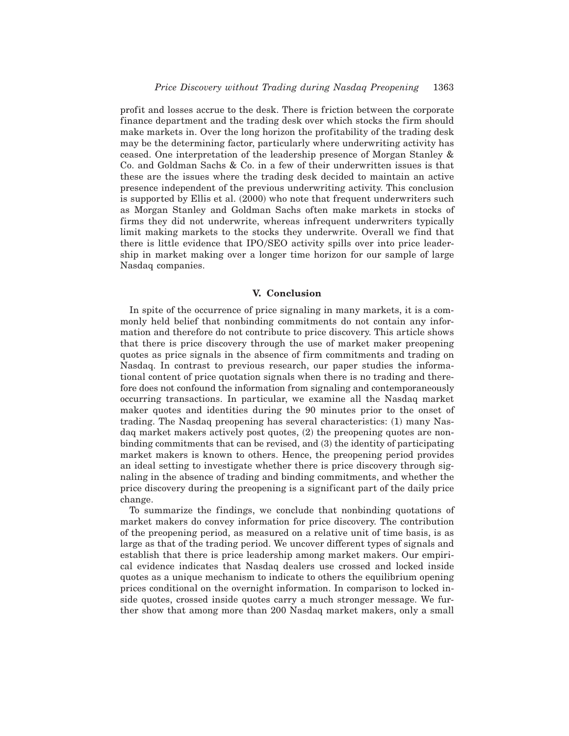profit and losses accrue to the desk. There is friction between the corporate finance department and the trading desk over which stocks the firm should make markets in. Over the long horizon the profitability of the trading desk may be the determining factor, particularly where underwriting activity has ceased. One interpretation of the leadership presence of Morgan Stanley & Co. and Goldman Sachs & Co. in a few of their underwritten issues is that these are the issues where the trading desk decided to maintain an active presence independent of the previous underwriting activity. This conclusion is supported by Ellis et al. (2000) who note that frequent underwriters such as Morgan Stanley and Goldman Sachs often make markets in stocks of firms they did not underwrite, whereas infrequent underwriters typically limit making markets to the stocks they underwrite. Overall we find that there is little evidence that IPO/SEO activity spills over into price leadership in market making over a longer time horizon for our sample of large Nasdaq companies.

## V. Conclusion

In spite of the occurrence of price signaling in many markets, it is a commonly held belief that nonbinding commitments do not contain any information and therefore do not contribute to price discovery. This article shows that there is price discovery through the use of market maker preopening quotes as price signals in the absence of firm commitments and trading on Nasdaq. In contrast to previous research, our paper studies the informational content of price quotation signals when there is no trading and therefore does not confound the information from signaling and contemporaneously occurring transactions. In particular, we examine all the Nasdaq market maker quotes and identities during the 90 minutes prior to the onset of trading. The Nasdaq preopening has several characteristics: (1) many Nasdaq market makers actively post quotes, (2) the preopening quotes are nonbinding commitments that can be revised, and (3) the identity of participating market makers is known to others. Hence, the preopening period provides an ideal setting to investigate whether there is price discovery through signaling in the absence of trading and binding commitments, and whether the price discovery during the preopening is a significant part of the daily price change.

To summarize the findings, we conclude that nonbinding quotations of market makers do convey information for price discovery. The contribution of the preopening period, as measured on a relative unit of time basis, is as large as that of the trading period. We uncover different types of signals and establish that there is price leadership among market makers. Our empirical evidence indicates that Nasdaq dealers use crossed and locked inside quotes as a unique mechanism to indicate to others the equilibrium opening prices conditional on the overnight information. In comparison to locked inside quotes, crossed inside quotes carry a much stronger message. We further show that among more than 200 Nasdaq market makers, only a small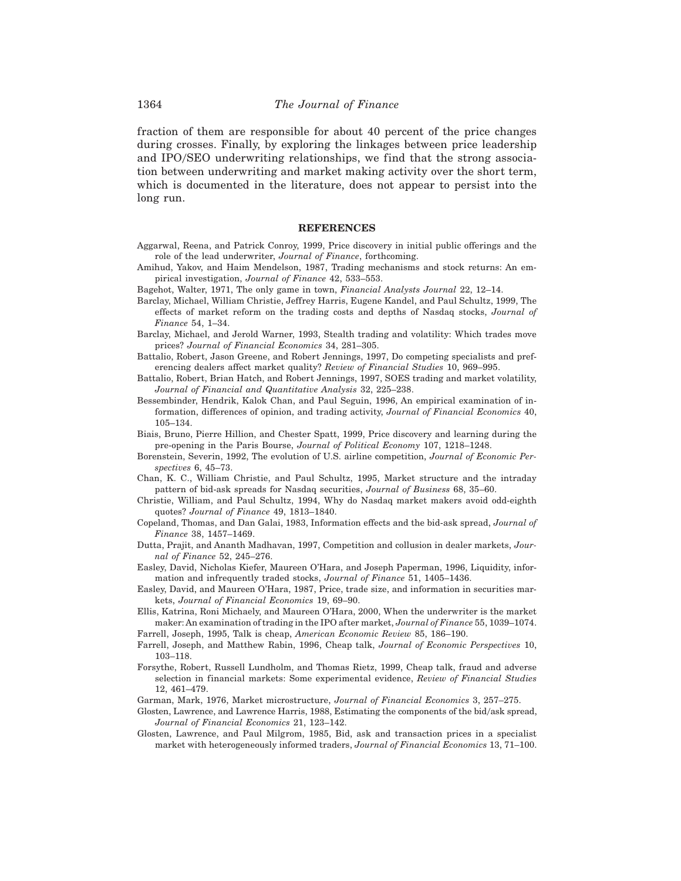fraction of them are responsible for about 40 percent of the price changes during crosses. Finally, by exploring the linkages between price leadership and IPO/SEO underwriting relationships, we find that the strong association between underwriting and market making activity over the short term, which is documented in the literature, does not appear to persist into the long run.

## REFERENCES

Aggarwal, Reena, and Patrick Conroy, 1999, Price discovery in initial public offerings and the role of the lead underwriter, *Journal of Finance*, forthcoming.

Amihud, Yakov, and Haim Mendelson, 1987, Trading mechanisms and stock returns: An empirical investigation, *Journal of Finance* 42, 533–553.

Bagehot, Walter, 1971, The only game in town, *Financial Analysts Journal* 22, 12–14.

Barclay, Michael, William Christie, Jeffrey Harris, Eugene Kandel, and Paul Schultz, 1999, The effects of market reform on the trading costs and depths of Nasdaq stocks, *Journal of Finance* 54, 1–34.

Barclay, Michael, and Jerold Warner, 1993, Stealth trading and volatility: Which trades move prices? *Journal of Financial Economics* 34, 281–305.

Battalio, Robert, Jason Greene, and Robert Jennings, 1997, Do competing specialists and preferencing dealers affect market quality? *Review of Financial Studies* 10, 969–995.

Battalio, Robert, Brian Hatch, and Robert Jennings, 1997, SOES trading and market volatility, *Journal of Financial and Quantitative Analysis* 32, 225–238.

Bessembinder, Hendrik, Kalok Chan, and Paul Seguin, 1996, An empirical examination of information, differences of opinion, and trading activity, *Journal of Financial Economics* 40, 105–134.

Biais, Bruno, Pierre Hillion, and Chester Spatt, 1999, Price discovery and learning during the pre-opening in the Paris Bourse, *Journal of Political Economy* 107, 1218–1248.

Borenstein, Severin, 1992, The evolution of U.S. airline competition, *Journal of Economic Perspectives* 6, 45–73.

Chan, K. C., William Christie, and Paul Schultz, 1995, Market structure and the intraday pattern of bid-ask spreads for Nasdaq securities, *Journal of Business* 68, 35–60.

Christie, William, and Paul Schultz, 1994, Why do Nasdaq market makers avoid odd-eighth quotes? *Journal of Finance* 49, 1813–1840.

Copeland, Thomas, and Dan Galai, 1983, Information effects and the bid-ask spread, *Journal of Finance* 38, 1457–1469.

Dutta, Prajit, and Ananth Madhavan, 1997, Competition and collusion in dealer markets, *Journal of Finance* 52, 245–276.

Easley, David, Nicholas Kiefer, Maureen O'Hara, and Joseph Paperman, 1996, Liquidity, information and infrequently traded stocks, *Journal of Finance* 51, 1405–1436.

Easley, David, and Maureen O'Hara, 1987, Price, trade size, and information in securities markets, *Journal of Financial Economics* 19, 69–90.

Ellis, Katrina, Roni Michaely, and Maureen O'Hara, 2000, When the underwriter is the market maker: An examination of trading in the IPO after market, *Journal of Finance* 55, 1039–1074.

Farrell, Joseph, 1995, Talk is cheap, *American Economic Review* 85, 186–190.

Farrell, Joseph, and Matthew Rabin, 1996, Cheap talk, *Journal of Economic Perspectives* 10, 103–118.

Forsythe, Robert, Russell Lundholm, and Thomas Rietz, 1999, Cheap talk, fraud and adverse selection in financial markets: Some experimental evidence, *Review of Financial Studies* 12, 461–479.

Garman, Mark, 1976, Market microstructure, *Journal of Financial Economics* 3, 257–275.

Glosten, Lawrence, and Lawrence Harris, 1988, Estimating the components of the bid/ask spread, *Journal of Financial Economics* 21, 123–142.

Glosten, Lawrence, and Paul Milgrom, 1985, Bid, ask and transaction prices in a specialist market with heterogeneously informed traders, *Journal of Financial Economics* 13, 71–100.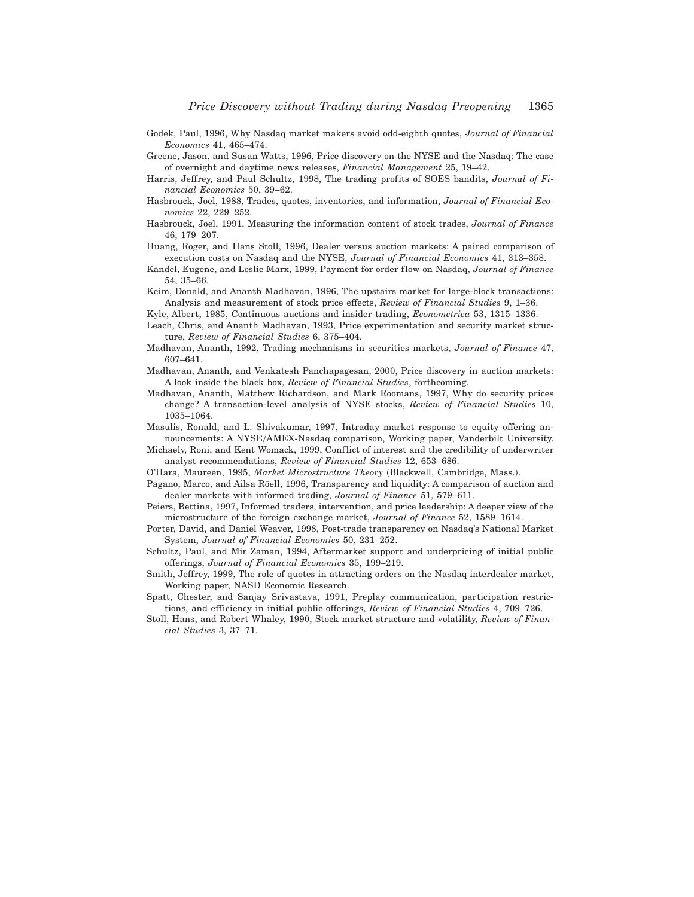Godek, Paul, 1996, Why Nasdaq market makers avoid odd-eighth quotes, *Journal of Financial Economics* 41, 465–474.

Greene, Jason, and Susan Watts, 1996, Price discovery on the NYSE and the Nasdaq: The case of overnight and daytime news releases, *Financial Management* 25, 19–42.

Harris, Jeffrey, and Paul Schultz, 1998, The trading profits of SOES bandits, *Journal of Financial Economics* 50, 39–62.

Hasbrouck, Joel, 1988, Trades, quotes, inventories, and information, *Journal of Financial Economics* 22, 229–252.

Hasbrouck, Joel, 1991, Measuring the information content of stock trades, *Journal of Finance* 46, 179–207.

Huang, Roger, and Hans Stoll, 1996, Dealer versus auction markets: A paired comparison of execution costs on Nasdaq and the NYSE, *Journal of Financial Economics* 41, 313–358.

Kandel, Eugene, and Leslie Marx, 1999, Payment for order flow on Nasdaq, *Journal of Finance* 54, 35–66.

Keim, Donald, and Ananth Madhavan, 1996, The upstairs market for large-block transactions: Analysis and measurement of stock price effects, *Review of Financial Studies* 9, 1–36.

Kyle, Albert, 1985, Continuous auctions and insider trading, *Econometrica* 53, 1315–1336.

Leach, Chris, and Ananth Madhavan, 1993, Price experimentation and security market structure, *Review of Financial Studies* 6, 375–404.

Madhavan, Ananth, 1992, Trading mechanisms in securities markets, *Journal of Finance* 47, 607–641.

Madhavan, Ananth, and Venkatesh Panchapagesan, 2000, Price discovery in auction markets: A look inside the black box, *Review of Financial Studies*, forthcoming.

Madhavan, Ananth, Matthew Richardson, and Mark Roomans, 1997, Why do security prices change? A transaction-level analysis of NYSE stocks, *Review of Financial Studies* 10, 1035–1064.

Masulis, Ronald, and L. Shivakumar, 1997, Intraday market response to equity offering announcements: A NYSE/AMEX-Nasdaq comparison, Working paper, Vanderbilt University.

Michaely, Roni, and Kent Womack, 1999, Conflict of interest and the credibility of underwriter analyst recommendations, *Review of Financial Studies* 12, 653–686.

O'Hara, Maureen, 1995, *Market Microstructure Theory* (Blackwell, Cambridge, Mass.).

Pagano, Marco, and Ailsa Röell, 1996, Transparency and liquidity: A comparison of auction and dealer markets with informed trading, *Journal of Finance* 51, 579–611.

Peiers, Bettina, 1997, Informed traders, intervention, and price leadership: A deeper view of the microstructure of the foreign exchange market, *Journal of Finance* 52, 1589–1614.

Porter, David, and Daniel Weaver, 1998, Post-trade transparency on Nasdaq's National Market System, *Journal of Financial Economics* 50, 231–252.

Schultz, Paul, and Mir Zaman, 1994, Aftermarket support and underpricing of initial public offerings, *Journal of Financial Economics* 35, 199–219.

Smith, Jeffrey, 1999, The role of quotes in attracting orders on the Nasdaq interdealer market, Working paper, NASD Economic Research.

Spatt, Chester, and Sanjay Srivastava, 1991, Preplay communication, participation restrictions, and efficiency in initial public offerings, *Review of Financial Studies* 4, 709–726.

Stoll, Hans, and Robert Whaley, 1990, Stock market structure and volatility, *Review of Financial Studies* 3, 37–71.